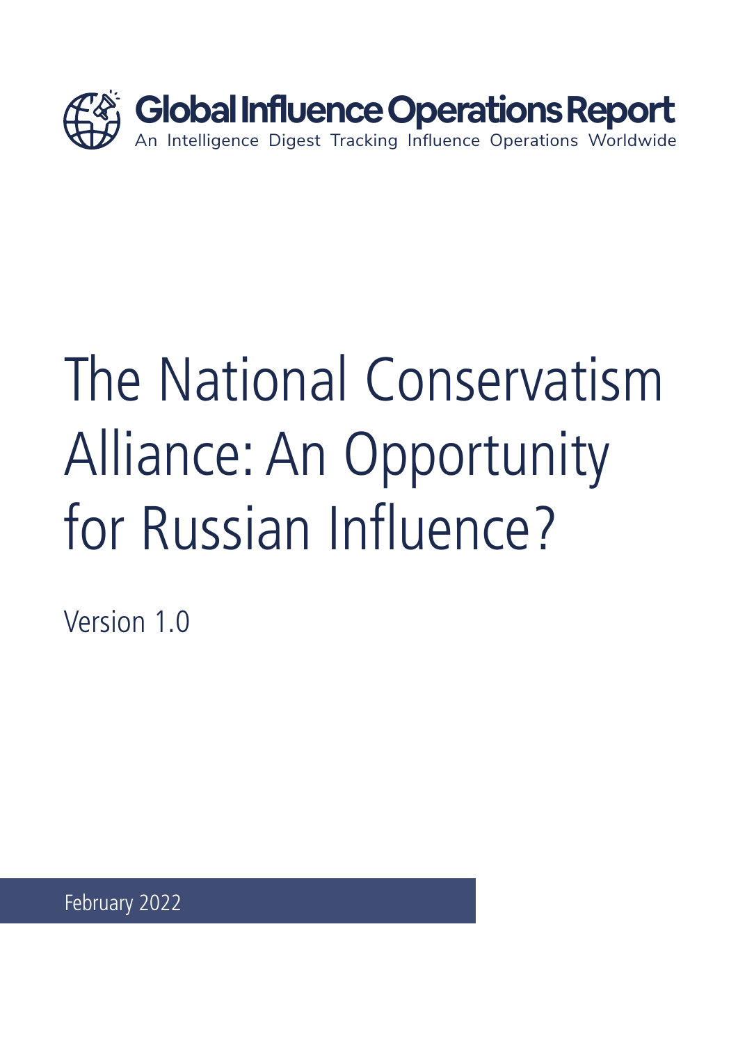**Global Influence Operations Report**

An Intelligence Digest Tracking Influence Operations Worldwide

# The National Conservatism Alliance: An Opportunity for Russian Influence?

Version 1.0

February 2022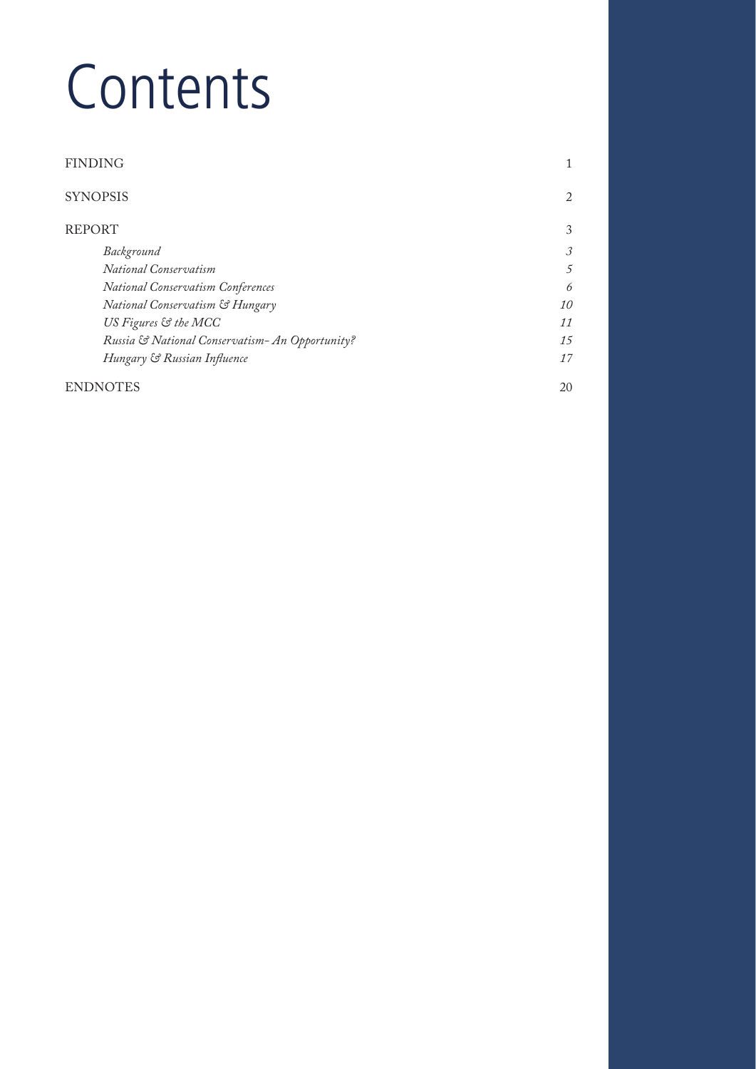# Contents

| | |
|---|---|
| FINDING | 1 |
| SYNOPSIS | 2 |
| REPORT | 3 |
| *Background* | *3* |
| *National Conservatism* | *5* |
| *National Conservatism Conferences* | *6* |
| *National Conservatism & Hungary* | *10* |
| *US Figures & the MCC* | *11* |
| *Russia & National Conservatism- An Opportunity?* | *15* |
| *Hungary & Russian Influence* | *17* |
| ENDNOTES | 20 |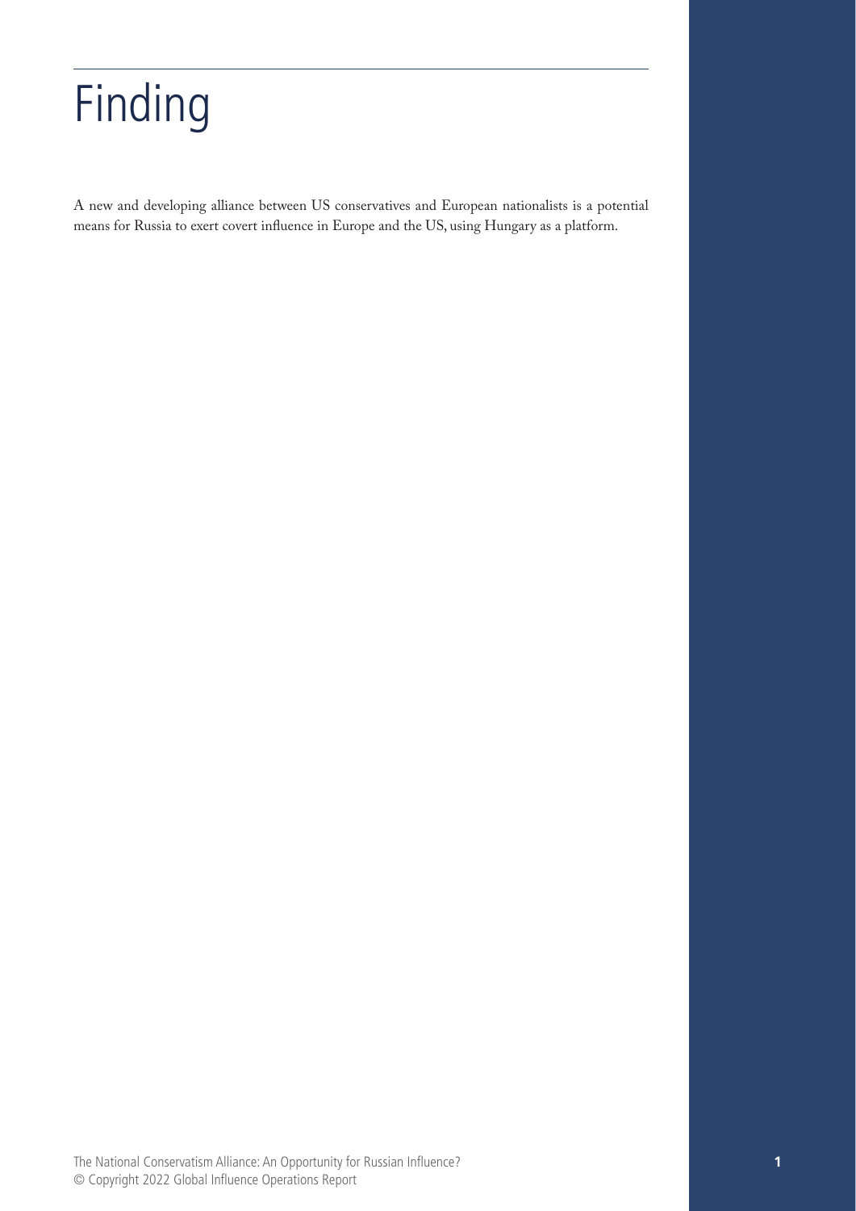# Finding

A new and developing alliance between US conservatives and European nationalists is a potential means for Russia to exert covert influence in Europe and the US, using Hungary as a platform.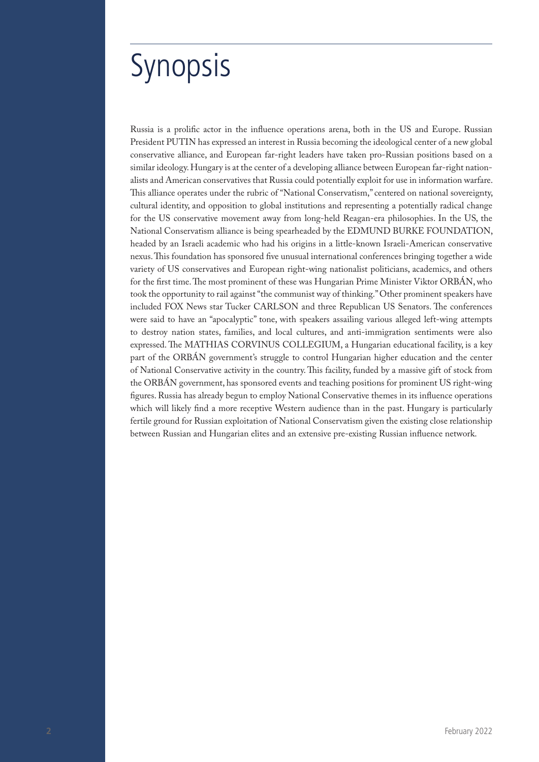# Synopsis

Russia is a prolific actor in the influence operations arena, both in the US and Europe. Russian President PUTIN has expressed an interest in Russia becoming the ideological center of a new global conservative alliance, and European far-right leaders have taken pro-Russian positions based on a similar ideology. Hungary is at the center of a developing alliance between European far-right nationalists and American conservatives that Russia could potentially exploit for use in information warfare. This alliance operates under the rubric of "National Conservatism," centered on national sovereignty, cultural identity, and opposition to global institutions and representing a potentially radical change for the US conservative movement away from long-held Reagan-era philosophies. In the US, the National Conservatism alliance is being spearheaded by the EDMUND BURKE FOUNDATION, headed by an Israeli academic who had his origins in a little-known Israeli-American conservative nexus. This foundation has sponsored five unusual international conferences bringing together a wide variety of US conservatives and European right-wing nationalist politicians, academics, and others for the first time. The most prominent of these was Hungarian Prime Minister Viktor ORBÁN, who took the opportunity to rail against "the communist way of thinking." Other prominent speakers have included FOX News star Tucker CARLSON and three Republican US Senators. The conferences were said to have an "apocalyptic" tone, with speakers assailing various alleged left-wing attempts to destroy nation states, families, and local cultures, and anti-immigration sentiments were also expressed. The MATHIAS CORVINUS COLLEGIUM, a Hungarian educational facility, is a key part of the ORBÁN government's struggle to control Hungarian higher education and the center of National Conservative activity in the country. This facility, funded by a massive gift of stock from the ORBÁN government, has sponsored events and teaching positions for prominent US right-wing figures. Russia has already begun to employ National Conservative themes in its influence operations which will likely find a more receptive Western audience than in the past. Hungary is particularly fertile ground for Russian exploitation of National Conservatism given the existing close relationship between Russian and Hungarian elites and an extensive pre-existing Russian influence network.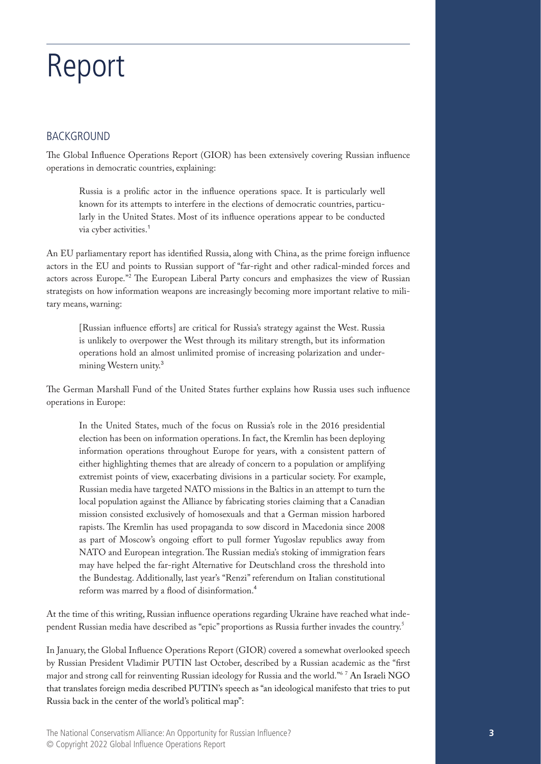# Report

## BACKGROUND

The Global Influence Operations Report (GIOR) has been extensively covering Russian influence operations in democratic countries, explaining:

> Russia is a prolific actor in the influence operations space. It is particularly well known for its attempts to interfere in the elections of democratic countries, particularly in the United States. Most of its influence operations appear to be conducted via cyber activities.[1]

An EU parliamentary report has identified Russia, along with China, as the prime foreign influence actors in the EU and points to Russian support of "far-right and other radical-minded forces and actors across Europe."[2] The European Liberal Party concurs and emphasizes the view of Russian strategists on how information weapons are increasingly becoming more important relative to military means, warning:

> [Russian influence efforts] are critical for Russia's strategy against the West. Russia is unlikely to overpower the West through its military strength, but its information operations hold an almost unlimited promise of increasing polarization and undermining Western unity.[3]

The German Marshall Fund of the United States further explains how Russia uses such influence operations in Europe:

> In the United States, much of the focus on Russia's role in the 2016 presidential election has been on information operations. In fact, the Kremlin has been deploying information operations throughout Europe for years, with a consistent pattern of either highlighting themes that are already of concern to a population or amplifying extremist points of view, exacerbating divisions in a particular society. For example, Russian media have targeted NATO missions in the Baltics in an attempt to turn the local population against the Alliance by fabricating stories claiming that a Canadian mission consisted exclusively of homosexuals and that a German mission harbored rapists. The Kremlin has used propaganda to sow discord in Macedonia since 2008 as part of Moscow's ongoing effort to pull former Yugoslav republics away from NATO and European integration. The Russian media's stoking of immigration fears may have helped the far-right Alternative for Deutschland cross the threshold into the Bundestag. Additionally, last year's "Renzi" referendum on Italian constitutional reform was marred by a flood of disinformation.[4]

At the time of this writing, Russian influence operations regarding Ukraine have reached what independent Russian media have described as "epic" proportions as Russia further invades the country.[5]

In January, the Global Influence Operations Report (GIOR) covered a somewhat overlooked speech by Russian President Vladimir PUTIN last October, described by a Russian academic as the "first major and strong call for reinventing Russian ideology for Russia and the world."[6] [7] An Israeli NGO that translates foreign media described PUTIN's speech as "an ideological manifesto that tries to put Russia back in the center of the world's political map":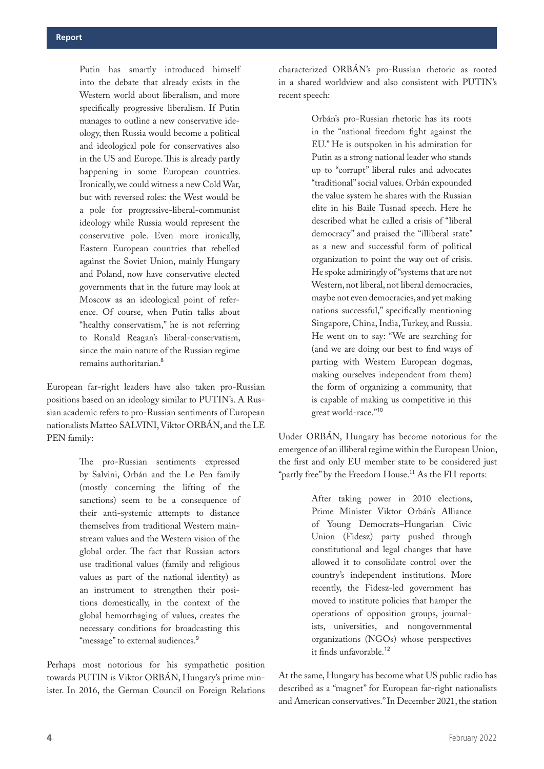> Putin has smartly introduced himself into the debate that already exists in the Western world about liberalism, and more specifically progressive liberalism. If Putin manages to outline a new conservative ideology, then Russia would become a political and ideological pole for conservatives also in the US and Europe. This is already partly happening in some European countries. Ironically, we could witness a new Cold War, but with reversed roles: the West would be a pole for progressive-liberal-communist ideology while Russia would represent the conservative pole. Even more ironically, Eastern European countries that rebelled against the Soviet Union, mainly Hungary and Poland, now have conservative elected governments that in the future may look at Moscow as an ideological point of reference. Of course, when Putin talks about "healthy conservatism," he is not referring to Ronald Reagan's liberal-conservatism, since the main nature of the Russian regime remains authoritarian.[8]

European far-right leaders have also taken pro-Russian positions based on an ideology similar to PUTIN's. A Russian academic refers to pro-Russian sentiments of European nationalists Matteo SALVINI, Viktor ORBÁN, and the LE PEN family:

> The pro-Russian sentiments expressed by Salvini, Orbán and the Le Pen family (mostly concerning the lifting of the sanctions) seem to be a consequence of their anti-systemic attempts to distance themselves from traditional Western mainstream values and the Western vision of the global order. The fact that Russian actors use traditional values (family and religious values as part of the national identity) as an instrument to strengthen their positions domestically, in the context of the global hemorrhaging of values, creates the necessary conditions for broadcasting this "message" to external audiences.[9]

Perhaps most notorious for his sympathetic position towards PUTIN is Viktor ORBÁN, Hungary's prime minister. In 2016, the German Council on Foreign Relations characterized ORBÁN's pro-Russian rhetoric as rooted in a shared worldview and also consistent with PUTIN's recent speech:

> Orbán's pro-Russian rhetoric has its roots in the "national freedom fight against the EU." He is outspoken in his admiration for Putin as a strong national leader who stands up to "corrupt" liberal rules and advocates "traditional" social values. Orbán expounded the value system he shares with the Russian elite in his Baile Tusnad speech. Here he described what he called a crisis of "liberal democracy" and praised the "illiberal state" as a new and successful form of political organization to point the way out of crisis. He spoke admiringly of "systems that are not Western, not liberal, not liberal democracies, maybe not even democracies, and yet making nations successful," specifically mentioning Singapore, China, India, Turkey, and Russia. He went on to say: "We are searching for (and we are doing our best to find ways of parting with Western European dogmas, making ourselves independent from them) the form of organizing a community, that is capable of making us competitive in this great world-race."[10]

Under ORBÁN, Hungary has become notorious for the emergence of an illiberal regime within the European Union, the first and only EU member state to be considered just "partly free" by the Freedom House.[11] As the FH reports:

> After taking power in 2010 elections, Prime Minister Viktor Orbán's Alliance of Young Democrats–Hungarian Civic Union (Fidesz) party pushed through constitutional and legal changes that have allowed it to consolidate control over the country's independent institutions. More recently, the Fidesz-led government has moved to institute policies that hamper the operations of opposition groups, journalists, universities, and nongovernmental organizations (NGOs) whose perspectives it finds unfavorable.[12]

At the same, Hungary has become what US public radio has described as a "magnet" for European far-right nationalists and American conservatives." In December 2021, the station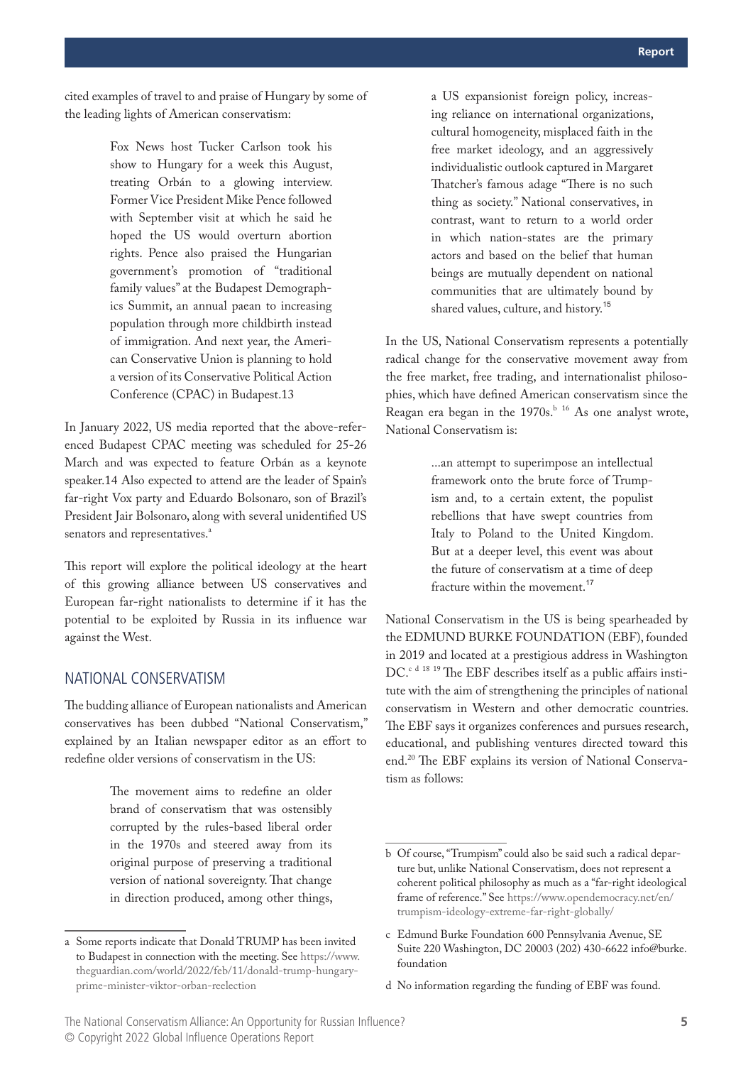cited examples of travel to and praise of Hungary by some of the leading lights of American conservatism:

> Fox News host Tucker Carlson took his show to Hungary for a week this August, treating Orbán to a glowing interview. Former Vice President Mike Pence followed with September visit at which he said he hoped the US would overturn abortion rights. Pence also praised the Hungarian government's promotion of "traditional family values" at the Budapest Demographics Summit, an annual paean to increasing population through more childbirth instead of immigration. And next year, the American Conservative Union is planning to hold a version of its Conservative Political Action Conference (CPAC) in Budapest.13

In January 2022, US media reported that the above-referenced Budapest CPAC meeting was scheduled for 25-26 March and was expected to feature Orbán as a keynote speaker.14 Also expected to attend are the leader of Spain's far-right Vox party and Eduardo Bolsonaro, son of Brazil's President Jair Bolsonaro, along with several unidentified US senators and representatives.[a]

This report will explore the political ideology at the heart of this growing alliance between US conservatives and European far-right nationalists to determine if it has the potential to be exploited by Russia in its influence war against the West.

## NATIONAL CONSERVATISM

The budding alliance of European nationalists and American conservatives has been dubbed "National Conservatism," explained by an Italian newspaper editor as an effort to redefine older versions of conservatism in the US:

> The movement aims to redefine an older brand of conservatism that was ostensibly corrupted by the rules-based liberal order in the 1970s and steered away from its original purpose of preserving a traditional version of national sovereignty. That change in direction produced, among other things, a US expansionist foreign policy, increasing reliance on international organizations, cultural homogeneity, misplaced faith in the free market ideology, and an aggressively individualistic outlook captured in Margaret Thatcher's famous adage "There is no such thing as society." National conservatives, in contrast, want to return to a world order in which nation-states are the primary actors and based on the belief that human beings are mutually dependent on national communities that are ultimately bound by shared values, culture, and history.[15]

In the US, National Conservatism represents a potentially radical change for the conservative movement away from the free market, free trading, and internationalist philosophies, which have defined American conservatism since the Reagan era began in the 1970s.[b] [16] As one analyst wrote, National Conservatism is:

> ...an attempt to superimpose an intellectual framework onto the brute force of Trumpism and, to a certain extent, the populist rebellions that have swept countries from Italy to Poland to the United Kingdom. But at a deeper level, this event was about the future of conservatism at a time of deep fracture within the movement.[17]

National Conservatism in the US is being spearheaded by the EDMUND BURKE FOUNDATION (EBF), founded in 2019 and located at a prestigious address in Washington DC.[c] [d] [18] [19] The EBF describes itself as a public affairs institute with the aim of strengthening the principles of national conservatism in Western and other democratic countries. The EBF says it organizes conferences and pursues research, educational, and publishing ventures directed toward this end.[20] The EBF explains its version of National Conservatism as follows:

---

a Some reports indicate that Donald TRUMP has been invited to Budapest in connection with the meeting. See https://www.theguardian.com/world/2022/feb/11/donald-trump-hungary-prime-minister-viktor-orban-reelection

b Of course, "Trumpism" could also be said such a radical departure but, unlike National Conservatism, does not represent a coherent political philosophy as much as a "far-right ideological frame of reference." See https://www.opendemocracy.net/en/trumpism-ideology-extreme-far-right-globally/

c Edmund Burke Foundation 600 Pennsylvania Avenue, SE Suite 220 Washington, DC 20003 (202) 430-6622 info@burke.foundation

d No information regarding the funding of EBF was found.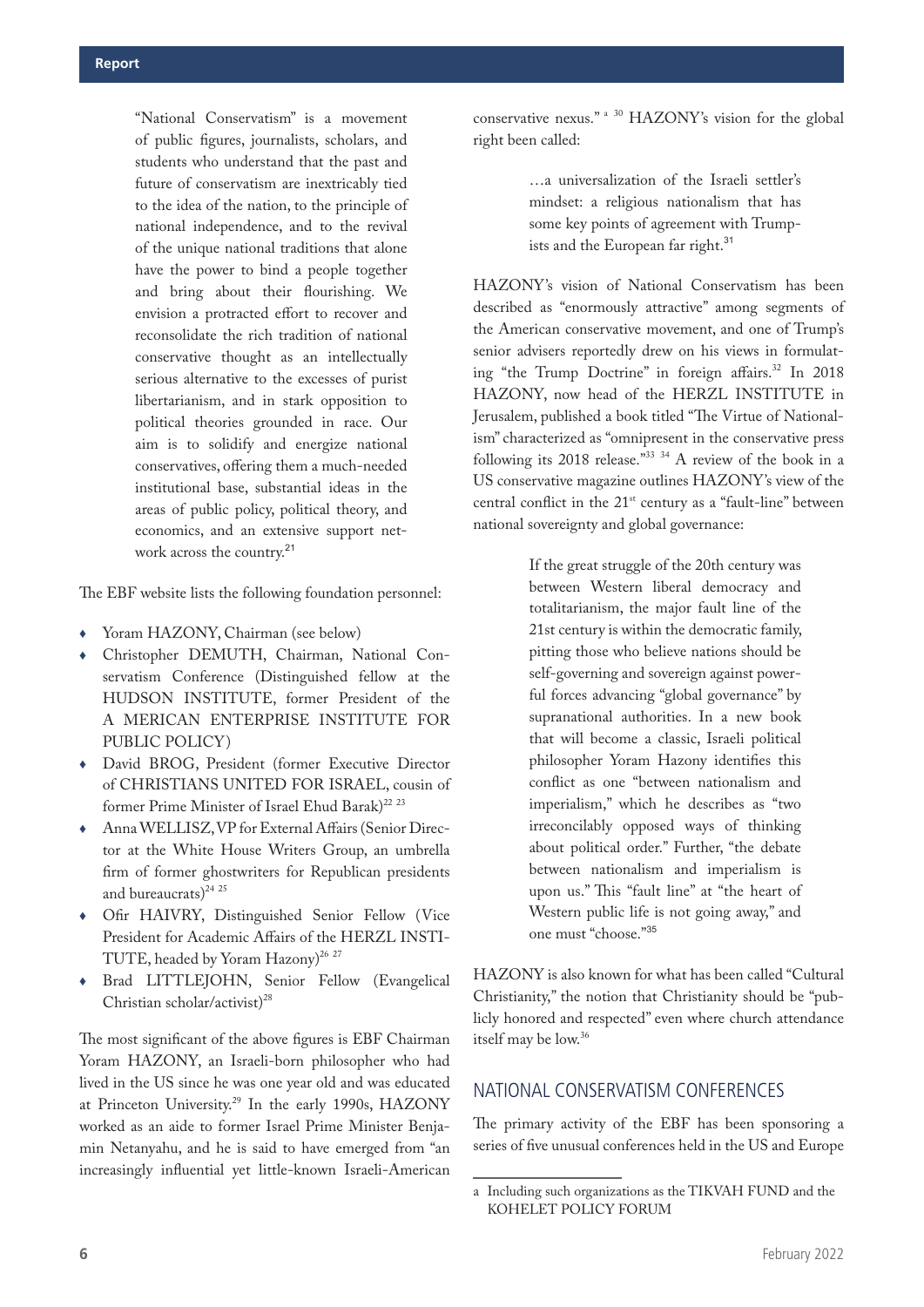> "National Conservatism" is a movement of public figures, journalists, scholars, and students who understand that the past and future of conservatism are inextricably tied to the idea of the nation, to the principle of national independence, and to the revival of the unique national traditions that alone have the power to bind a people together and bring about their flourishing. We envision a protracted effort to recover and reconsolidate the rich tradition of national conservative thought as an intellectually serious alternative to the excesses of purist libertarianism, and in stark opposition to political theories grounded in race. Our aim is to solidify and energize national conservatives, offering them a much-needed institutional base, substantial ideas in the areas of public policy, political theory, and economics, and an extensive support network across the country.[21]

The EBF website lists the following foundation personnel:

- Yoram HAZONY, Chairman (see below)
- Christopher DEMUTH, Chairman, National Conservatism Conference (Distinguished fellow at the HUDSON INSTITUTE, former President of the A MERICAN ENTERPRISE INSTITUTE FOR PUBLIC POLICY)
- David BROG, President (former Executive Director of CHRISTIANS UNITED FOR ISRAEL, cousin of former Prime Minister of Israel Ehud Barak)[22 23]
- Anna WELLISZ, VP for External Affairs (Senior Director at the White House Writers Group, an umbrella firm of former ghostwriters for Republican presidents and bureaucrats)[24 25]
- Ofir HAIVRY, Distinguished Senior Fellow (Vice President for Academic Affairs of the HERZL INSTITUTE, headed by Yoram Hazony)[26 27]
- Brad LITTLEJOHN, Senior Fellow (Evangelical Christian scholar/activist)[28]

The most significant of the above figures is EBF Chairman Yoram HAZONY, an Israeli-born philosopher who had lived in the US since he was one year old and was educated at Princeton University.[29] In the early 1990s, HAZONY worked as an aide to former Israel Prime Minister Benjamin Netanyahu, and he is said to have emerged from "an increasingly influential yet little-known Israeli-American conservative nexus." [a] [30] HAZONY's vision for the global right been called:

> …a universalization of the Israeli settler's mindset: a religious nationalism that has some key points of agreement with Trumpists and the European far right.[31]

HAZONY's vision of National Conservatism has been described as "enormously attractive" among segments of the American conservative movement, and one of Trump's senior advisers reportedly drew on his views in formulating "the Trump Doctrine" in foreign affairs.[32] In 2018 HAZONY, now head of the HERZL INSTITUTE in Jerusalem, published a book titled "The Virtue of Nationalism" characterized as "omnipresent in the conservative press following its 2018 release."[33 34] A review of the book in a US conservative magazine outlines HAZONY's view of the central conflict in the 21st century as a "fault-line" between national sovereignty and global governance:

> If the great struggle of the 20th century was between Western liberal democracy and totalitarianism, the major fault line of the 21st century is within the democratic family, pitting those who believe nations should be self-governing and sovereign against powerful forces advancing "global governance" by supranational authorities. In a new book that will become a classic, Israeli political philosopher Yoram Hazony identifies this conflict as one "between nationalism and imperialism," which he describes as "two irreconcilably opposed ways of thinking about political order." Further, "the debate between nationalism and imperialism is upon us." This "fault line" at "the heart of Western public life is not going away," and one must "choose."[35]

HAZONY is also known for what has been called "Cultural Christianity," the notion that Christianity should be "publicly honored and respected" even where church attendance itself may be low.[36]

## NATIONAL CONSERVATISM CONFERENCES

The primary activity of the EBF has been sponsoring a series of five unusual conferences held in the US and Europe

---

a Including such organizations as the TIKVAH FUND and the KOHELET POLICY FORUM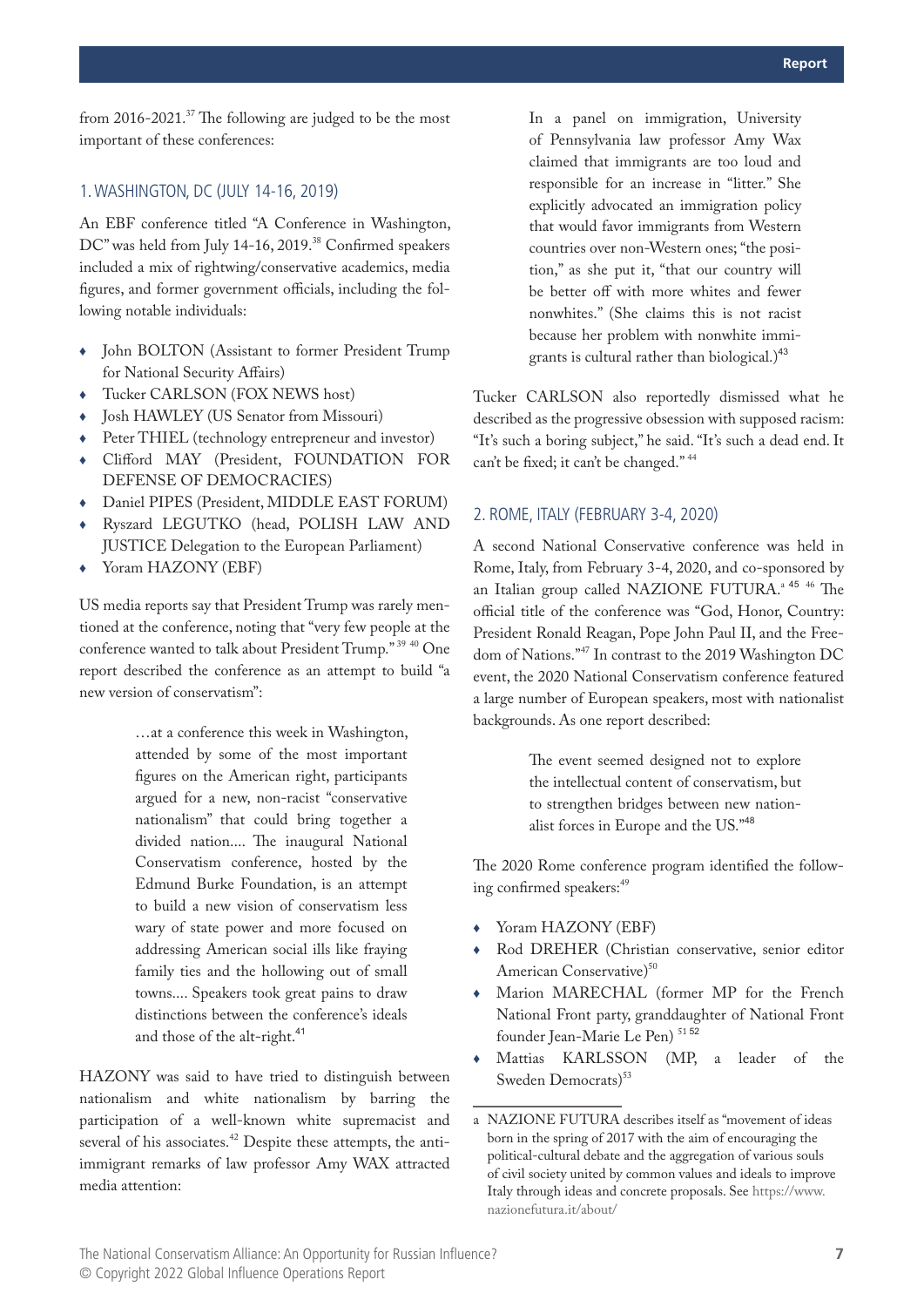from 2016-2021.[37] The following are judged to be the most important of these conferences:

### 1. WASHINGTON, DC (JULY 14-16, 2019)

An EBF conference titled "A Conference in Washington, DC" was held from July 14-16, 2019.[38] Confirmed speakers included a mix of rightwing/conservative academics, media figures, and former government officials, including the following notable individuals:

- John BOLTON (Assistant to former President Trump for National Security Affairs)
- Tucker CARLSON (FOX NEWS host)
- Josh HAWLEY (US Senator from Missouri)
- Peter THIEL (technology entrepreneur and investor)
- Clifford MAY (President, FOUNDATION FOR DEFENSE OF DEMOCRACIES)
- Daniel PIPES (President, MIDDLE EAST FORUM)
- Ryszard LEGUTKO (head, POLISH LAW AND JUSTICE Delegation to the European Parliament)
- Yoram HAZONY (EBF)

US media reports say that President Trump was rarely mentioned at the conference, noting that "very few people at the conference wanted to talk about President Trump." [39] [40] One report described the conference as an attempt to build "a new version of conservatism":

> …at a conference this week in Washington, attended by some of the most important figures on the American right, participants argued for a new, non-racist "conservative nationalism" that could bring together a divided nation.... The inaugural National Conservatism conference, hosted by the Edmund Burke Foundation, is an attempt to build a new vision of conservatism less wary of state power and more focused on addressing American social ills like fraying family ties and the hollowing out of small towns.... Speakers took great pains to draw distinctions between the conference's ideals and those of the alt-right.[41]

HAZONY was said to have tried to distinguish between nationalism and white nationalism by barring the participation of a well-known white supremacist and several of his associates.[42] Despite these attempts, the anti-immigrant remarks of law professor Amy WAX attracted media attention:

> In a panel on immigration, University of Pennsylvania law professor Amy Wax claimed that immigrants are too loud and responsible for an increase in "litter." She explicitly advocated an immigration policy that would favor immigrants from Western countries over non-Western ones; "the position," as she put it, "that our country will be better off with more whites and fewer nonwhites." (She claims this is not racist because her problem with nonwhite immigrants is cultural rather than biological.)[43]

Tucker CARLSON also reportedly dismissed what he described as the progressive obsession with supposed racism: "It's such a boring subject," he said. "It's such a dead end. It can't be fixed; it can't be changed." [44]

### 2. ROME, ITALY (FEBRUARY 3-4, 2020)

A second National Conservative conference was held in Rome, Italy, from February 3-4, 2020, and co-sponsored by an Italian group called NAZIONE FUTURA.[a] [45] [46] The official title of the conference was "God, Honor, Country: President Ronald Reagan, Pope John Paul II, and the Freedom of Nations."[47] In contrast to the 2019 Washington DC event, the 2020 National Conservatism conference featured a large number of European speakers, most with nationalist backgrounds. As one report described:

> The event seemed designed not to explore the intellectual content of conservatism, but to strengthen bridges between new nationalist forces in Europe and the US."[48]

The 2020 Rome conference program identified the following confirmed speakers:[49]

- Yoram HAZONY (EBF)
- Rod DREHER (Christian conservative, senior editor American Conservative)[50]
- Marion MARECHAL (former MP for the French National Front party, granddaughter of National Front founder Jean-Marie Le Pen) [51] [52]
- Mattias KARLSSON (MP, a leader of the Sweden Democrats)[53]

---

a NAZIONE FUTURA describes itself as "movement of ideas born in the spring of 2017 with the aim of encouraging the political-cultural debate and the aggregation of various souls of civil society united by common values and ideals to improve Italy through ideas and concrete proposals. See https://www.nazionefutura.it/about/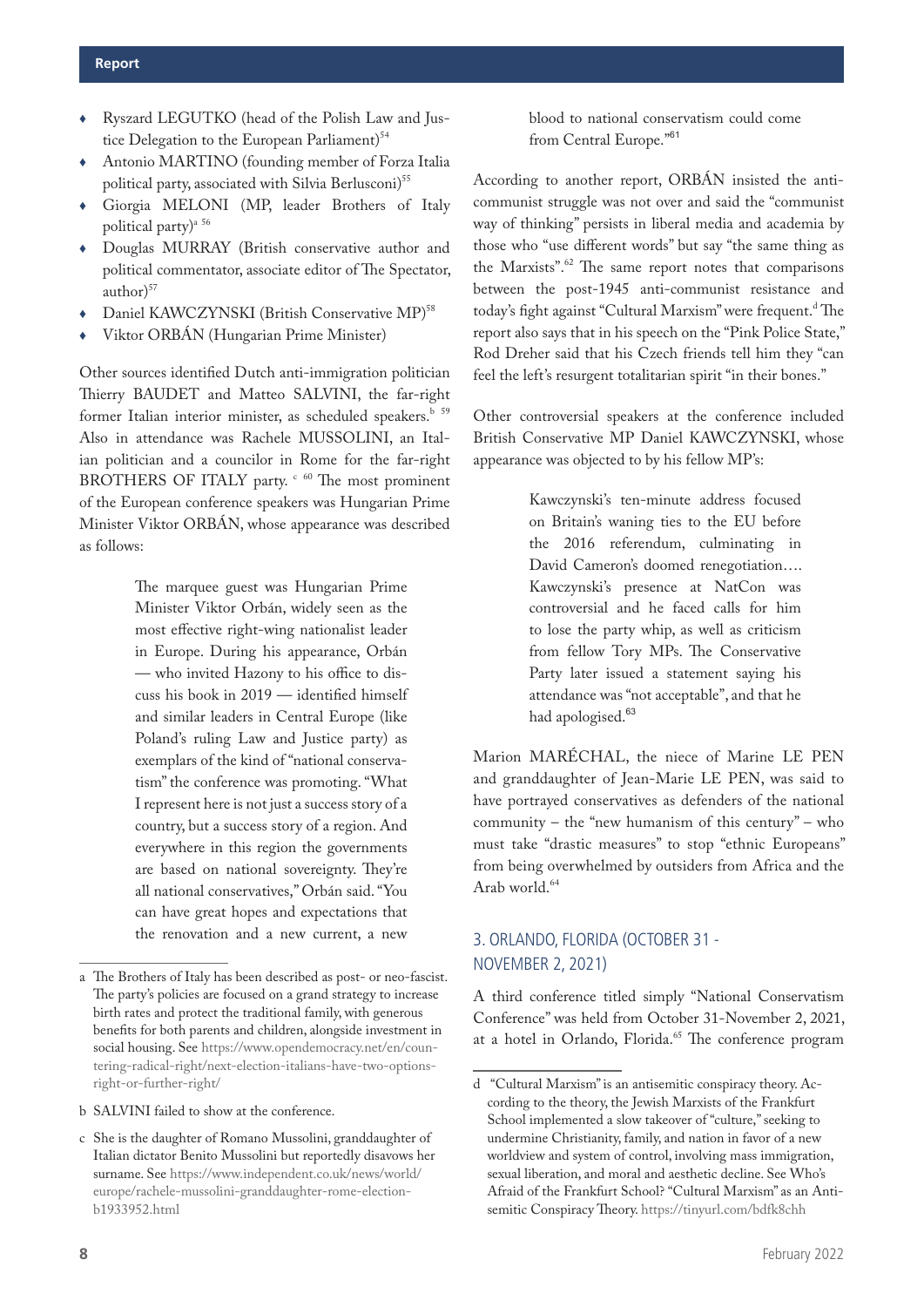- Ryszard LEGUTKO (head of the Polish Law and Justice Delegation to the European Parliament)[54]
- Antonio MARTINO (founding member of Forza Italia political party, associated with Silvia Berlusconi)[55]
- Giorgia MELONI (MP, leader Brothers of Italy political party)[a] [56]
- Douglas MURRAY (British conservative author and political commentator, associate editor of The Spectator, author)[57]
- Daniel KAWCZYNSKI (British Conservative MP)[58]
- Viktor ORBÁN (Hungarian Prime Minister)

Other sources identified Dutch anti-immigration politician Thierry BAUDET and Matteo SALVINI, the far-right former Italian interior minister, as scheduled speakers.[b] [59] Also in attendance was Rachele MUSSOLINI, an Italian politician and a councilor in Rome for the far-right BROTHERS OF ITALY party. [c] [60] The most prominent of the European conference speakers was Hungarian Prime Minister Viktor ORBÁN, whose appearance was described as follows:

> The marquee guest was Hungarian Prime Minister Viktor Orbán, widely seen as the most effective right-wing nationalist leader in Europe. During his appearance, Orbán — who invited Hazony to his office to discuss his book in 2019 — identified himself and similar leaders in Central Europe (like Poland's ruling Law and Justice party) as exemplars of the kind of "national conservatism" the conference was promoting. "What I represent here is not just a success story of a country, but a success story of a region. And everywhere in this region the governments are based on national sovereignty. They're all national conservatives," Orbán said. "You can have great hopes and expectations that the renovation and a new current, a new blood to national conservatism could come from Central Europe."[61]

According to another report, ORBÁN insisted the anti-communist struggle was not over and said the "communist way of thinking" persists in liberal media and academia by those who "use different words" but say "the same thing as the Marxists".[62] The same report notes that comparisons between the post-1945 anti-communist resistance and today's fight against "Cultural Marxism" were frequent.[d] The report also says that in his speech on the "Pink Police State," Rod Dreher said that his Czech friends tell him they "can feel the left's resurgent totalitarian spirit "in their bones."

Other controversial speakers at the conference included British Conservative MP Daniel KAWCZYNSKI, whose appearance was objected to by his fellow MP's:

> Kawczynski's ten-minute address focused on Britain's waning ties to the EU before the 2016 referendum, culminating in David Cameron's doomed renegotiation…. Kawczynski's presence at NatCon was controversial and he faced calls for him to lose the party whip, as well as criticism from fellow Tory MPs. The Conservative Party later issued a statement saying his attendance was "not acceptable", and that he had apologised.[63]

Marion MARÉCHAL, the niece of Marine LE PEN and granddaughter of Jean-Marie LE PEN, was said to have portrayed conservatives as defenders of the national community – the "new humanism of this century" – who must take "drastic measures" to stop "ethnic Europeans" from being overwhelmed by outsiders from Africa and the Arab world.[64]

## 3. ORLANDO, FLORIDA (OCTOBER 31 - NOVEMBER 2, 2021)

A third conference titled simply "National Conservatism Conference" was held from October 31-November 2, 2021, at a hotel in Orlando, Florida.[65] The conference program

---

a The Brothers of Italy has been described as post- or neo-fascist. The party's policies are focused on a grand strategy to increase birth rates and protect the traditional family, with generous benefits for both parents and children, alongside investment in social housing. See https://www.opendemocracy.net/en/countering-radical-right/next-election-italians-have-two-options-right-or-further-right/

b SALVINI failed to show at the conference.

c She is the daughter of Romano Mussolini, granddaughter of Italian dictator Benito Mussolini but reportedly disavows her surname. See https://www.independent.co.uk/news/world/europe/rachele-mussolini-granddaughter-rome-election-b1933952.html

d "Cultural Marxism" is an antisemitic conspiracy theory. According to the theory, the Jewish Marxists of the Frankfurt School implemented a slow takeover of "culture," seeking to undermine Christianity, family, and nation in favor of a new worldview and system of control, involving mass immigration, sexual liberation, and moral and aesthetic decline. See Who's Afraid of the Frankfurt School? "Cultural Marxism" as an Antisemitic Conspiracy Theory. https://tinyurl.com/bdfk8chh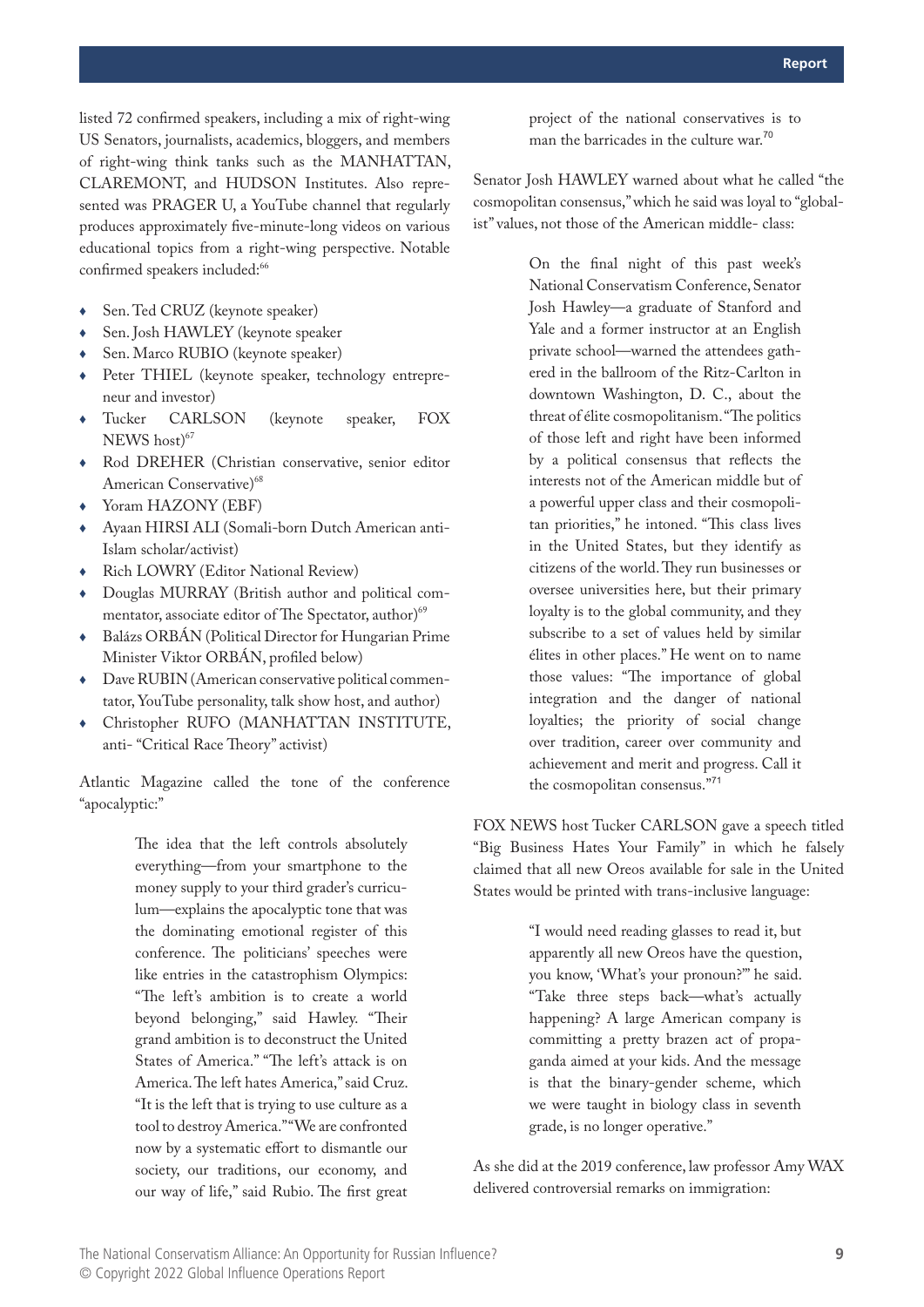listed 72 confirmed speakers, including a mix of right-wing US Senators, journalists, academics, bloggers, and members of right-wing think tanks such as the MANHATTAN, CLAREMONT, and HUDSON Institutes. Also represented was PRAGER U, a YouTube channel that regularly produces approximately five-minute-long videos on various educational topics from a right-wing perspective. Notable confirmed speakers included:[66]

- Sen. Ted CRUZ (keynote speaker)
- Sen. Josh HAWLEY (keynote speaker
- Sen. Marco RUBIO (keynote speaker)
- Peter THIEL (keynote speaker, technology entrepreneur and investor)
- Tucker CARLSON (keynote speaker, FOX NEWS host)[67]
- Rod DREHER (Christian conservative, senior editor American Conservative)[68]
- Yoram HAZONY (EBF)
- Ayaan HIRSI ALI (Somali-born Dutch American anti-Islam scholar/activist)
- Rich LOWRY (Editor National Review)
- Douglas MURRAY (British author and political commentator, associate editor of The Spectator, author)[69]
- Balázs ORBÁN (Political Director for Hungarian Prime Minister Viktor ORBÁN, profiled below)
- Dave RUBIN (American conservative political commentator, YouTube personality, talk show host, and author)
- Christopher RUFO (MANHATTAN INSTITUTE, anti- "Critical Race Theory" activist)

Atlantic Magazine called the tone of the conference "apocalyptic:"

> The idea that the left controls absolutely everything—from your smartphone to the money supply to your third grader's curriculum—explains the apocalyptic tone that was the dominating emotional register of this conference. The politicians' speeches were like entries in the catastrophism Olympics: "The left's ambition is to create a world beyond belonging," said Hawley. "Their grand ambition is to deconstruct the United States of America." "The left's attack is on America. The left hates America," said Cruz. "It is the left that is trying to use culture as a tool to destroy America." "We are confronted now by a systematic effort to dismantle our society, our traditions, our economy, and our way of life," said Rubio. The first great project of the national conservatives is to man the barricades in the culture war.[70]

Senator Josh HAWLEY warned about what he called "the cosmopolitan consensus," which he said was loyal to "globalist" values, not those of the American middle- class:

> On the final night of this past week's National Conservatism Conference, Senator Josh Hawley—a graduate of Stanford and Yale and a former instructor at an English private school—warned the attendees gathered in the ballroom of the Ritz-Carlton in downtown Washington, D. C., about the threat of élite cosmopolitanism. "The politics of those left and right have been informed by a political consensus that reflects the interests not of the American middle but of a powerful upper class and their cosmopolitan priorities," he intoned. "This class lives in the United States, but they identify as citizens of the world. They run businesses or oversee universities here, but their primary loyalty is to the global community, and they subscribe to a set of values held by similar élites in other places." He went on to name those values: "The importance of global integration and the danger of national loyalties; the priority of social change over tradition, career over community and achievement and merit and progress. Call it the cosmopolitan consensus."[71]

FOX NEWS host Tucker CARLSON gave a speech titled "Big Business Hates Your Family" in which he falsely claimed that all new Oreos available for sale in the United States would be printed with trans-inclusive language:

> "I would need reading glasses to read it, but apparently all new Oreos have the question, you know, 'What's your pronoun?'" he said. "Take three steps back—what's actually happening? A large American company is committing a pretty brazen act of propaganda aimed at your kids. And the message is that the binary-gender scheme, which we were taught in biology class in seventh grade, is no longer operative."

As she did at the 2019 conference, law professor Amy WAX delivered controversial remarks on immigration: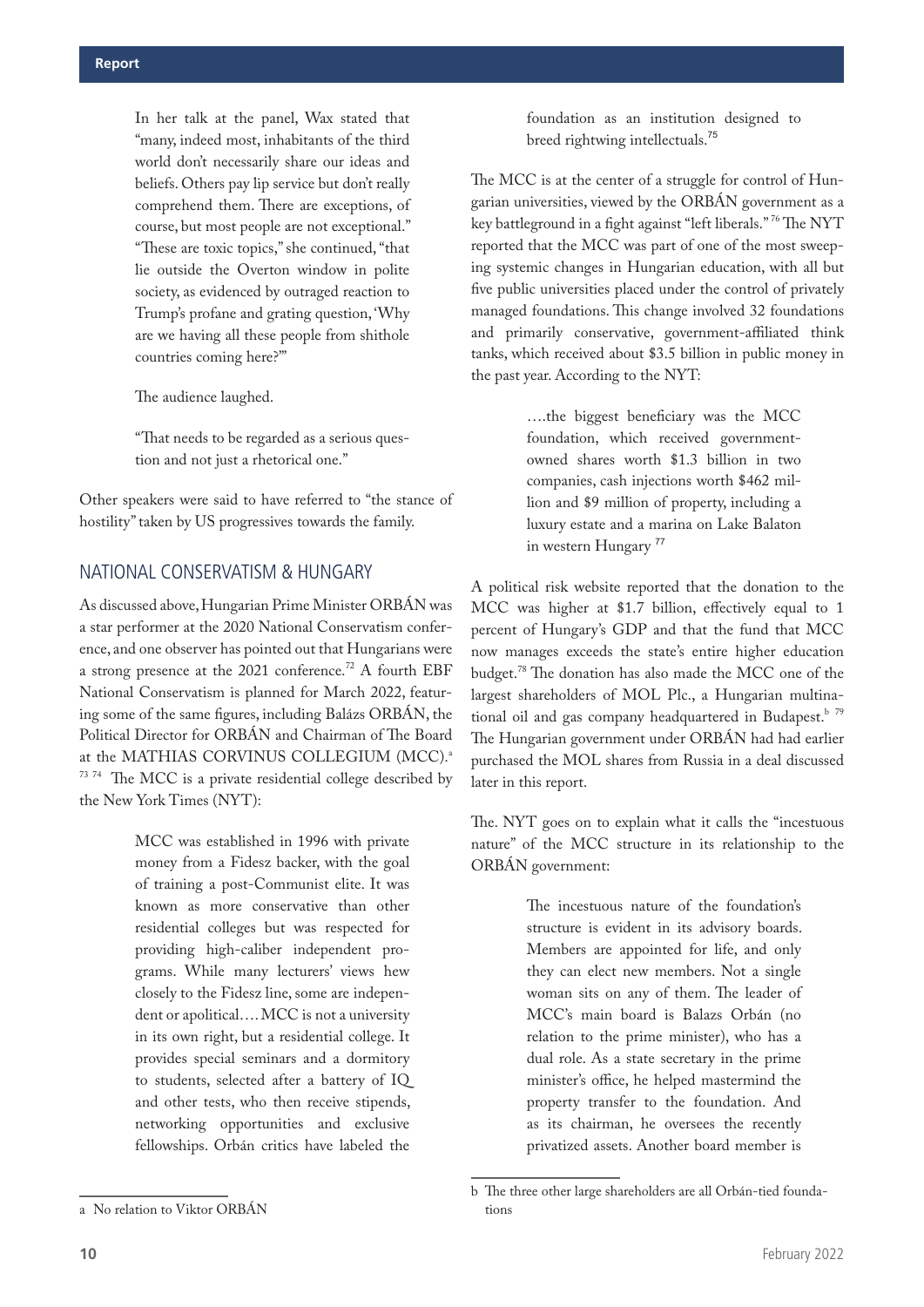In her talk at the panel, Wax stated that "many, indeed most, inhabitants of the third world don't necessarily share our ideas and beliefs. Others pay lip service but don't really comprehend them. There are exceptions, of course, but most people are not exceptional." "These are toxic topics," she continued, "that lie outside the Overton window in polite society, as evidenced by outraged reaction to Trump's profane and grating question, 'Why are we having all these people from shithole countries coming here?'"

The audience laughed.

"That needs to be regarded as a serious question and not just a rhetorical one."

Other speakers were said to have referred to "the stance of hostility" taken by US progressives towards the family.

## NATIONAL CONSERVATISM & HUNGARY

As discussed above, Hungarian Prime Minister ORBÁN was a star performer at the 2020 National Conservatism conference, and one observer has pointed out that Hungarians were a strong presence at the 2021 conference.[72] A fourth EBF National Conservatism is planned for March 2022, featuring some of the same figures, including Balázs ORBÁN, the Political Director for ORBÁN and Chairman of The Board at the MATHIAS CORVINUS COLLEGIUM (MCC).[a] [73] [74] The MCC is a private residential college described by the New York Times (NYT):

> MCC was established in 1996 with private money from a Fidesz backer, with the goal of training a post-Communist elite. It was known as more conservative than other residential colleges but was respected for providing high-caliber independent programs. While many lecturers' views hew closely to the Fidesz line, some are independent or apolitical…. MCC is not a university in its own right, but a residential college. It provides special seminars and a dormitory to students, selected after a battery of IQ and other tests, who then receive stipends, networking opportunities and exclusive fellowships. Orbán critics have labeled the foundation as an institution designed to breed rightwing intellectuals.[75]

The MCC is at the center of a struggle for control of Hungarian universities, viewed by the ORBÁN government as a key battleground in a fight against "left liberals."[76] The NYT reported that the MCC was part of one of the most sweeping systemic changes in Hungarian education, with all but five public universities placed under the control of privately managed foundations. This change involved 32 foundations and primarily conservative, government-affiliated think tanks, which received about $3.5 billion in public money in the past year. According to the NYT:

> ….the biggest beneficiary was the MCC foundation, which received government-owned shares worth $1.3 billion in two companies, cash injections worth $462 million and $9 million of property, including a luxury estate and a marina on Lake Balaton in western Hungary [77]

A political risk website reported that the donation to the MCC was higher at $1.7 billion, effectively equal to 1 percent of Hungary's GDP and that the fund that MCC now manages exceeds the state's entire higher education budget.[78] The donation has also made the MCC one of the largest shareholders of MOL Plc., a Hungarian multinational oil and gas company headquartered in Budapest.[b] [79] The Hungarian government under ORBÁN had had earlier purchased the MOL shares from Russia in a deal discussed later in this report.

The. NYT goes on to explain what it calls the "incestuous nature" of the MCC structure in its relationship to the ORBÁN government:

> The incestuous nature of the foundation's structure is evident in its advisory boards. Members are appointed for life, and only they can elect new members. Not a single woman sits on any of them. The leader of MCC's main board is Balazs Orbán (no relation to the prime minister), who has a dual role. As a state secretary in the prime minister's office, he helped mastermind the property transfer to the foundation. And as its chairman, he oversees the recently privatized assets. Another board member is

---

a No relation to Viktor ORBÁN

b The three other large shareholders are all Orbán-tied foundations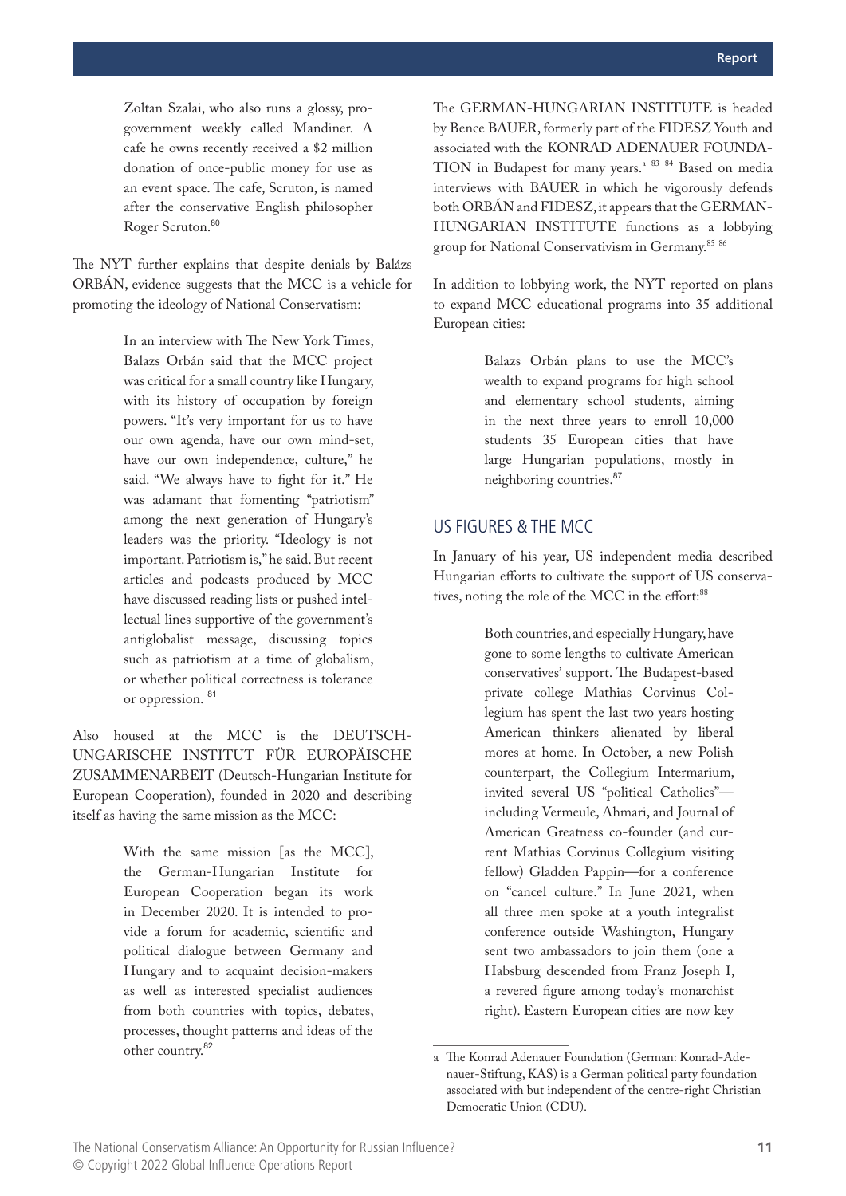> Zoltan Szalai, who also runs a glossy, pro-government weekly called Mandiner. A cafe he owns recently received a $2 million donation of once-public money for use as an event space. The cafe, Scruton, is named after the conservative English philosopher Roger Scruton.[80]

The NYT further explains that despite denials by Balázs ORBÁN, evidence suggests that the MCC is a vehicle for promoting the ideology of National Conservatism:

> In an interview with The New York Times, Balazs Orbán said that the MCC project was critical for a small country like Hungary, with its history of occupation by foreign powers. "It's very important for us to have our own agenda, have our own mind-set, have our own independence, culture," he said. "We always have to fight for it." He was adamant that fomenting "patriotism" among the next generation of Hungary's leaders was the priority. "Ideology is not important. Patriotism is," he said. But recent articles and podcasts produced by MCC have discussed reading lists or pushed intellectual lines supportive of the government's antiglobalist message, discussing topics such as patriotism at a time of globalism, or whether political correctness is tolerance or oppression. [81]

Also housed at the MCC is the DEUTSCH-UNGARISCHE INSTITUT FÜR EUROPÄISCHE ZUSAMMENARBEIT (Deutsch-Hungarian Institute for European Cooperation), founded in 2020 and describing itself as having the same mission as the MCC:

> With the same mission [as the MCC], the German-Hungarian Institute for European Cooperation began its work in December 2020. It is intended to provide a forum for academic, scientific and political dialogue between Germany and Hungary and to acquaint decision-makers as well as interested specialist audiences from both countries with topics, debates, processes, thought patterns and ideas of the other country.[82]

The GERMAN-HUNGARIAN INSTITUTE is headed by Bence BAUER, formerly part of the FIDESZ Youth and associated with the KONRAD ADENAUER FOUNDATION in Budapest for many years.[a] [83] [84] Based on media interviews with BAUER in which he vigorously defends both ORBÁN and FIDESZ, it appears that the GERMAN-HUNGARIAN INSTITUTE functions as a lobbying group for National Conservativism in Germany.[85] [86]

In addition to lobbying work, the NYT reported on plans to expand MCC educational programs into 35 additional European cities:

> Balazs Orbán plans to use the MCC's wealth to expand programs for high school and elementary school students, aiming in the next three years to enroll 10,000 students 35 European cities that have large Hungarian populations, mostly in neighboring countries.[87]

## US FIGURES & THE MCC

In January of his year, US independent media described Hungarian efforts to cultivate the support of US conservatives, noting the role of the MCC in the effort:[88]

> Both countries, and especially Hungary, have gone to some lengths to cultivate American conservatives' support. The Budapest-based private college Mathias Corvinus Collegium has spent the last two years hosting American thinkers alienated by liberal mores at home. In October, a new Polish counterpart, the Collegium Intermarium, invited several US "political Catholics"—including Vermeule, Ahmari, and Journal of American Greatness co-founder (and current Mathias Corvinus Collegium visiting fellow) Gladden Pappin—for a conference on "cancel culture." In June 2021, when all three men spoke at a youth integralist conference outside Washington, Hungary sent two ambassadors to join them (one a Habsburg descended from Franz Joseph I, a revered figure among today's monarchist right). Eastern European cities are now key

a The Konrad Adenauer Foundation (German: Konrad-Adenauer-Stiftung, KAS) is a German political party foundation associated with but independent of the centre-right Christian Democratic Union (CDU).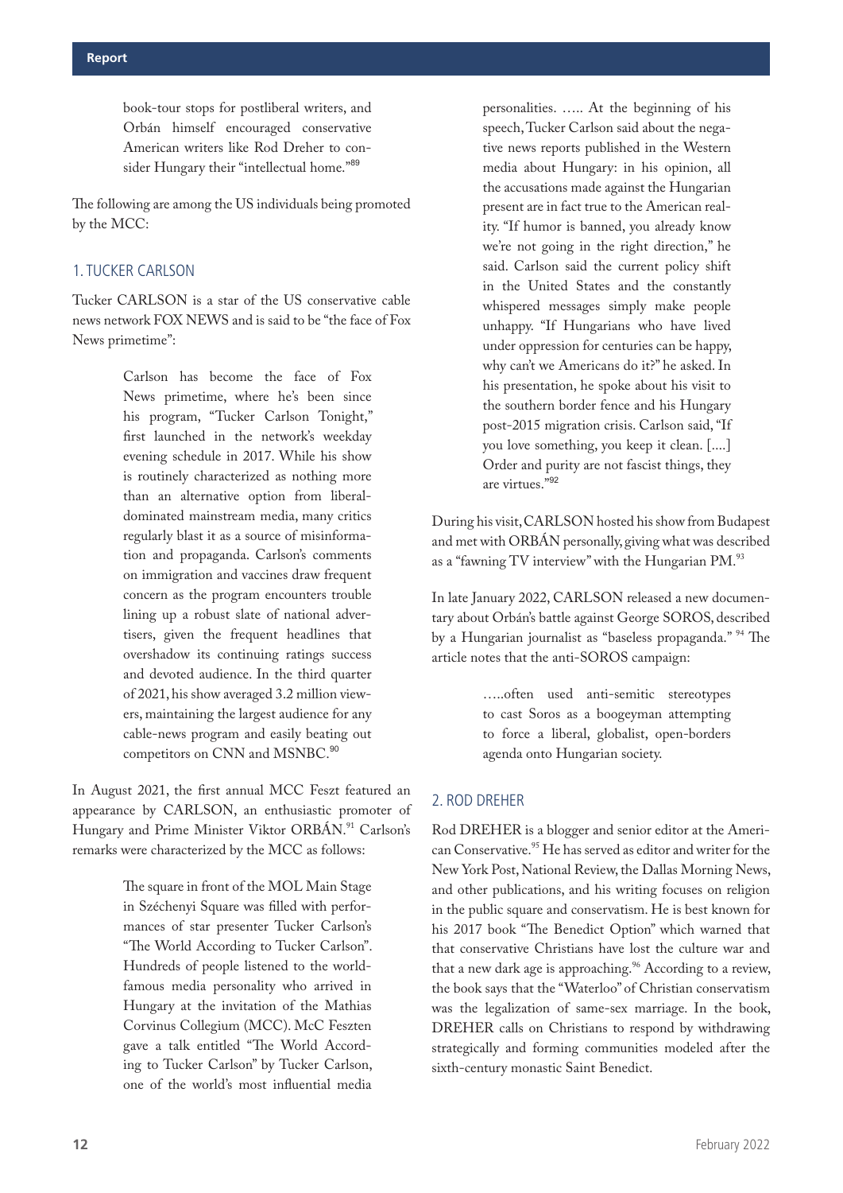book-tour stops for postliberal writers, and Orbán himself encouraged conservative American writers like Rod Dreher to consider Hungary their "intellectual home."[89]

The following are among the US individuals being promoted by the MCC:

## 1. TUCKER CARLSON

Tucker CARLSON is a star of the US conservative cable news network FOX NEWS and is said to be "the face of Fox News primetime":

> Carlson has become the face of Fox News primetime, where he's been since his program, "Tucker Carlson Tonight," first launched in the network's weekday evening schedule in 2017. While his show is routinely characterized as nothing more than an alternative option from liberal-dominated mainstream media, many critics regularly blast it as a source of misinformation and propaganda. Carlson's comments on immigration and vaccines draw frequent concern as the program encounters trouble lining up a robust slate of national advertisers, given the frequent headlines that overshadow its continuing ratings success and devoted audience. In the third quarter of 2021, his show averaged 3.2 million viewers, maintaining the largest audience for any cable-news program and easily beating out competitors on CNN and MSNBC.[90]

In August 2021, the first annual MCC Feszt featured an appearance by CARLSON, an enthusiastic promoter of Hungary and Prime Minister Viktor ORBÁN.[91] Carlson's remarks were characterized by the MCC as follows:

> The square in front of the MOL Main Stage in Széchenyi Square was filled with performances of star presenter Tucker Carlson's "The World According to Tucker Carlson". Hundreds of people listened to the world-famous media personality who arrived in Hungary at the invitation of the Mathias Corvinus Collegium (MCC). McC Feszten gave a talk entitled "The World According to Tucker Carlson" by Tucker Carlson, one of the world's most influential media personalities. ….. At the beginning of his speech, Tucker Carlson said about the negative news reports published in the Western media about Hungary: in his opinion, all the accusations made against the Hungarian present are in fact true to the American reality. "If humor is banned, you already know we're not going in the right direction," he said. Carlson said the current policy shift in the United States and the constantly whispered messages simply make people unhappy. "If Hungarians who have lived under oppression for centuries can be happy, why can't we Americans do it?" he asked. In his presentation, he spoke about his visit to the southern border fence and his Hungary post-2015 migration crisis. Carlson said, "If you love something, you keep it clean. [....] Order and purity are not fascist things, they are virtues."[92]

During his visit, CARLSON hosted his show from Budapest and met with ORBÁN personally, giving what was described as a "fawning TV interview" with the Hungarian PM.[93]

In late January 2022, CARLSON released a new documentary about Orbán's battle against George SOROS, described by a Hungarian journalist as "baseless propaganda." [94] The article notes that the anti-SOROS campaign:

> …..often used anti-semitic stereotypes to cast Soros as a boogeyman attempting to force a liberal, globalist, open-borders agenda onto Hungarian society.

## 2. ROD DREHER

Rod DREHER is a blogger and senior editor at the American Conservative.[95] He has served as editor and writer for the New York Post, National Review, the Dallas Morning News, and other publications, and his writing focuses on religion in the public square and conservatism. He is best known for his 2017 book "The Benedict Option" which warned that that conservative Christians have lost the culture war and that a new dark age is approaching.[96] According to a review, the book says that the "Waterloo" of Christian conservatism was the legalization of same-sex marriage. In the book, DREHER calls on Christians to respond by withdrawing strategically and forming communities modeled after the sixth-century monastic Saint Benedict.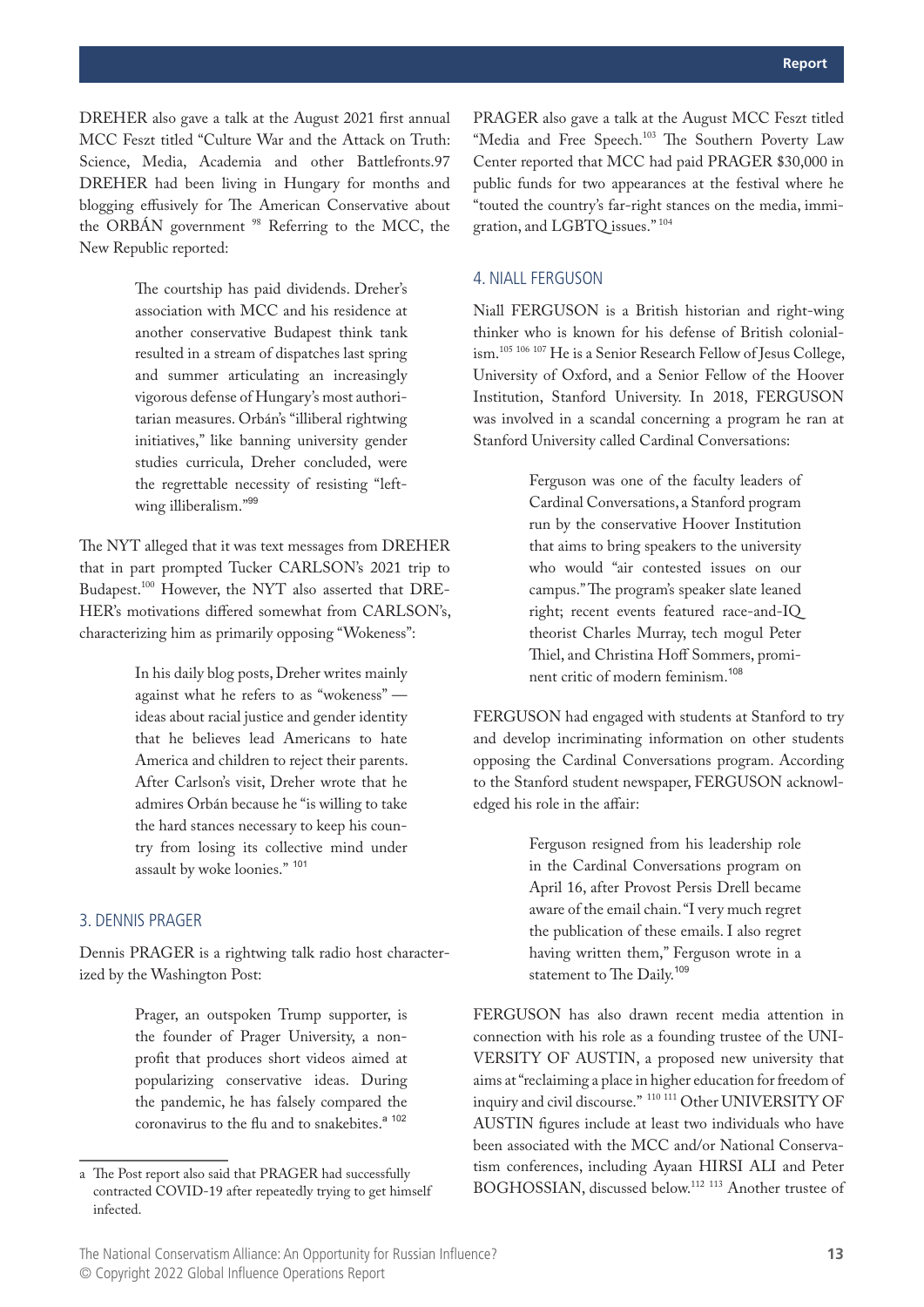DREHER also gave a talk at the August 2021 first annual MCC Feszt titled "Culture War and the Attack on Truth: Science, Media, Academia and other Battlefronts.97 DREHER had been living in Hungary for months and blogging effusively for The American Conservative about the ORBÁN government [98] Referring to the MCC, the New Republic reported:

> The courtship has paid dividends. Dreher's association with MCC and his residence at another conservative Budapest think tank resulted in a stream of dispatches last spring and summer articulating an increasingly vigorous defense of Hungary's most authoritarian measures. Orbán's "illiberal rightwing initiatives," like banning university gender studies curricula, Dreher concluded, were the regrettable necessity of resisting "left-wing illiberalism."[99]

The NYT alleged that it was text messages from DREHER that in part prompted Tucker CARLSON's 2021 trip to Budapest.[100] However, the NYT also asserted that DREHER's motivations differed somewhat from CARLSON's, characterizing him as primarily opposing "Wokeness":

> In his daily blog posts, Dreher writes mainly against what he refers to as "wokeness" — ideas about racial justice and gender identity that he believes lead Americans to hate America and children to reject their parents. After Carlson's visit, Dreher wrote that he admires Orbán because he "is willing to take the hard stances necessary to keep his country from losing its collective mind under assault by woke loonies." [101]

### 3. DENNIS PRAGER

Dennis PRAGER is a rightwing talk radio host characterized by the Washington Post:

> Prager, an outspoken Trump supporter, is the founder of Prager University, a nonprofit that produces short videos aimed at popularizing conservative ideas. During the pandemic, he has falsely compared the coronavirus to the flu and to snakebites.[a] [102]

PRAGER also gave a talk at the August MCC Feszt titled "Media and Free Speech.[103] The Southern Poverty Law Center reported that MCC had paid PRAGER $30,000 in public funds for two appearances at the festival where he "touted the country's far-right stances on the media, immigration, and LGBTQ issues." [104]

### 4. NIALL FERGUSON

Niall FERGUSON is a British historian and right-wing thinker who is known for his defense of British colonialism.[105] [106] [107] He is a Senior Research Fellow of Jesus College, University of Oxford, and a Senior Fellow of the Hoover Institution, Stanford University. In 2018, FERGUSON was involved in a scandal concerning a program he ran at Stanford University called Cardinal Conversations:

> Ferguson was one of the faculty leaders of Cardinal Conversations, a Stanford program run by the conservative Hoover Institution that aims to bring speakers to the university who would "air contested issues on our campus." The program's speaker slate leaned right; recent events featured race-and-IQ theorist Charles Murray, tech mogul Peter Thiel, and Christina Hoff Sommers, prominent critic of modern feminism.[108]

FERGUSON had engaged with students at Stanford to try and develop incriminating information on other students opposing the Cardinal Conversations program. According to the Stanford student newspaper, FERGUSON acknowledged his role in the affair:

> Ferguson resigned from his leadership role in the Cardinal Conversations program on April 16, after Provost Persis Drell became aware of the email chain. "I very much regret the publication of these emails. I also regret having written them," Ferguson wrote in a statement to The Daily.[109]

FERGUSON has also drawn recent media attention in connection with his role as a founding trustee of the UNIVERSITY OF AUSTIN, a proposed new university that aims at "reclaiming a place in higher education for freedom of inquiry and civil discourse." [110] [111] Other UNIVERSITY OF AUSTIN figures include at least two individuals who have been associated with the MCC and/or National Conservatism conferences, including Ayaan HIRSI ALI and Peter BOGHOSSIAN, discussed below.[112] [113] Another trustee of

---

a The Post report also said that PRAGER had successfully contracted COVID-19 after repeatedly trying to get himself infected.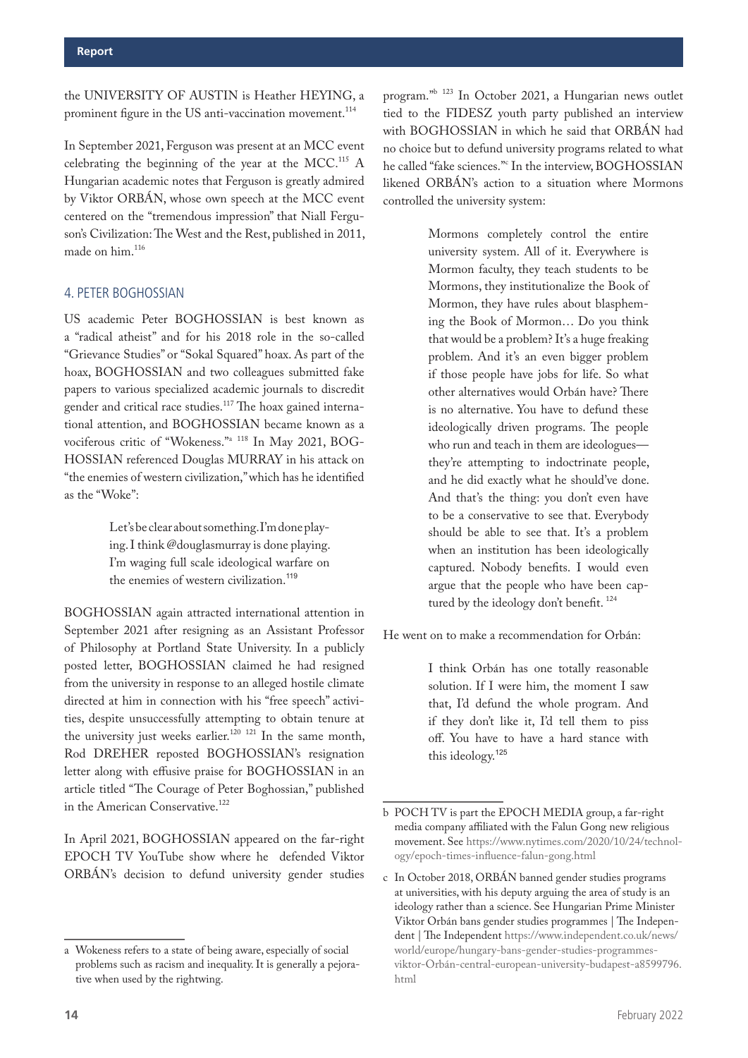the UNIVERSITY OF AUSTIN is Heather HEYING, a prominent figure in the US anti-vaccination movement.[114]

In September 2021, Ferguson was present at an MCC event celebrating the beginning of the year at the MCC.[115] A Hungarian academic notes that Ferguson is greatly admired by Viktor ORBÁN, whose own speech at the MCC event centered on the "tremendous impression" that Niall Ferguson's Civilization: The West and the Rest, published in 2011, made on him.[116]

## 4. PETER BOGHOSSIAN

US academic Peter BOGHOSSIAN is best known as a "radical atheist" and for his 2018 role in the so-called "Grievance Studies" or "Sokal Squared" hoax. As part of the hoax, BOGHOSSIAN and two colleagues submitted fake papers to various specialized academic journals to discredit gender and critical race studies.[117] The hoax gained international attention, and BOGHOSSIAN became known as a vociferous critic of "Wokeness."[a] [118] In May 2021, BOGHOSSIAN referenced Douglas MURRAY in his attack on "the enemies of western civilization," which has he identified as the "Woke":

> Let's be clear about something. I'm done playing. I think @douglasmurray is done playing. I'm waging full scale ideological warfare on the enemies of western civilization.[119]

BOGHOSSIAN again attracted international attention in September 2021 after resigning as an Assistant Professor of Philosophy at Portland State University. In a publicly posted letter, BOGHOSSIAN claimed he had resigned from the university in response to an alleged hostile climate directed at him in connection with his "free speech" activities, despite unsuccessfully attempting to obtain tenure at the university just weeks earlier.[120] [121] In the same month, Rod DREHER reposted BOGHOSSIAN's resignation letter along with effusive praise for BOGHOSSIAN in an article titled "The Courage of Peter Boghossian," published in the American Conservative.[122]

In April 2021, BOGHOSSIAN appeared on the far-right EPOCH TV YouTube show where he defended Viktor ORBÁN's decision to defund university gender studies program."[b] [123] In October 2021, a Hungarian news outlet tied to the FIDESZ youth party published an interview with BOGHOSSIAN in which he said that ORBÁN had no choice but to defund university programs related to what he called "fake sciences."[c] In the interview, BOGHOSSIAN likened ORBÁN's action to a situation where Mormons controlled the university system:

> Mormons completely control the entire university system. All of it. Everywhere is Mormon faculty, they teach students to be Mormons, they institutionalize the Book of Mormon, they have rules about blaspheming the Book of Mormon… Do you think that would be a problem? It's a huge freaking problem. And it's an even bigger problem if those people have jobs for life. So what other alternatives would Orbán have? There is no alternative. You have to defund these ideologically driven programs. The people who run and teach in them are ideologues—they're attempting to indoctrinate people, and he did exactly what he should've done. And that's the thing: you don't even have to be a conservative to see that. Everybody should be able to see that. It's a problem when an institution has been ideologically captured. Nobody benefits. I would even argue that the people who have been captured by the ideology don't benefit. [124]

He went on to make a recommendation for Orbán:

> I think Orbán has one totally reasonable solution. If I were him, the moment I saw that, I'd defund the whole program. And if they don't like it, I'd tell them to piss off. You have to have a hard stance with this ideology.[125]

---

a Wokeness refers to a state of being aware, especially of social problems such as racism and inequality. It is generally a pejorative when used by the rightwing.

b POCH TV is part the EPOCH MEDIA group, a far-right media company affiliated with the Falun Gong new religious movement. See https://www.nytimes.com/2020/10/24/technology/epoch-times-influence-falun-gong.html

c In October 2018, ORBÁN banned gender studies programs at universities, with his deputy arguing the area of study is an ideology rather than a science. See Hungarian Prime Minister Viktor Orbán bans gender studies programmes | The Independent | The Independent https://www.independent.co.uk/news/world/europe/hungary-bans-gender-studies-programmes-viktor-Orbán-central-european-university-budapest-a8599796.html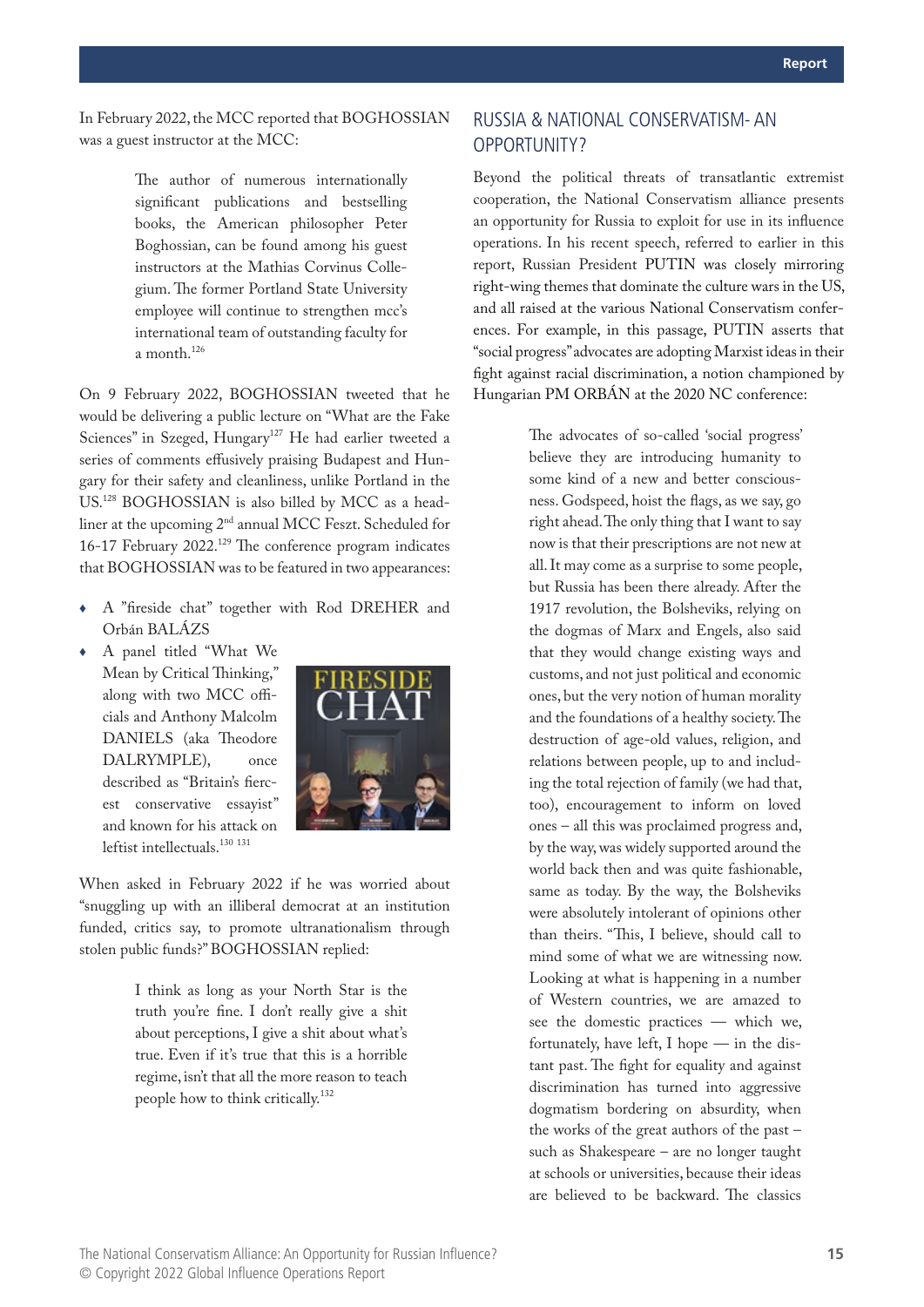In February 2022, the MCC reported that BOGHOSSIAN was a guest instructor at the MCC:

> The author of numerous internationally significant publications and bestselling books, the American philosopher Peter Boghossian, can be found among his guest instructors at the Mathias Corvinus Collegium. The former Portland State University employee will continue to strengthen mcc's international team of outstanding faculty for a month.[126]

On 9 February 2022, BOGHOSSIAN tweeted that he would be delivering a public lecture on "What are the Fake Sciences" in Szeged, Hungary[127] He had earlier tweeted a series of comments effusively praising Budapest and Hungary for their safety and cleanliness, unlike Portland in the US.[128] BOGHOSSIAN is also billed by MCC as a headliner at the upcoming 2nd annual MCC Feszt. Scheduled for 16-17 February 2022.[129] The conference program indicates that BOGHOSSIAN was to be featured in two appearances:

- A "fireside chat" together with Rod DREHER and Orbán BALÁZS
- A panel titled "What We Mean by Critical Thinking," along with two MCC officials and Anthony Malcolm DANIELS (aka Theodore DALRYMPLE), once described as "Britain's fiercest conservative essayist" and known for his attack on leftist intellectuals.[130 131]

When asked in February 2022 if he was worried about "snuggling up with an illiberal democrat at an institution funded, critics say, to promote ultranationalism through stolen public funds?" BOGHOSSIAN replied:

> I think as long as your North Star is the truth you're fine. I don't really give a shit about perceptions, I give a shit about what's true. Even if it's true that this is a horrible regime, isn't that all the more reason to teach people how to think critically.[132]

## RUSSIA & NATIONAL CONSERVATISM- AN OPPORTUNITY?

Beyond the political threats of transatlantic extremist cooperation, the National Conservatism alliance presents an opportunity for Russia to exploit for use in its influence operations. In his recent speech, referred to earlier in this report, Russian President PUTIN was closely mirroring right-wing themes that dominate the culture wars in the US, and all raised at the various National Conservatism conferences. For example, in this passage, PUTIN asserts that "social progress" advocates are adopting Marxist ideas in their fight against racial discrimination, a notion championed by Hungarian PM ORBÁN at the 2020 NC conference:

> The advocates of so-called 'social progress' believe they are introducing humanity to some kind of a new and better consciousness. Godspeed, hoist the flags, as we say, go right ahead. The only thing that I want to say now is that their prescriptions are not new at all. It may come as a surprise to some people, but Russia has been there already. After the 1917 revolution, the Bolsheviks, relying on the dogmas of Marx and Engels, also said that they would change existing ways and customs, and not just political and economic ones, but the very notion of human morality and the foundations of a healthy society. The destruction of age-old values, religion, and relations between people, up to and including the total rejection of family (we had that, too), encouragement to inform on loved ones – all this was proclaimed progress and, by the way, was widely supported around the world back then and was quite fashionable, same as today. By the way, the Bolsheviks were absolutely intolerant of opinions other than theirs. "This, I believe, should call to mind some of what we are witnessing now. Looking at what is happening in a number of Western countries, we are amazed to see the domestic practices — which we, fortunately, have left, I hope — in the distant past. The fight for equality and against discrimination has turned into aggressive dogmatism bordering on absurdity, when the works of the great authors of the past – such as Shakespeare – are no longer taught at schools or universities, because their ideas are believed to be backward. The classics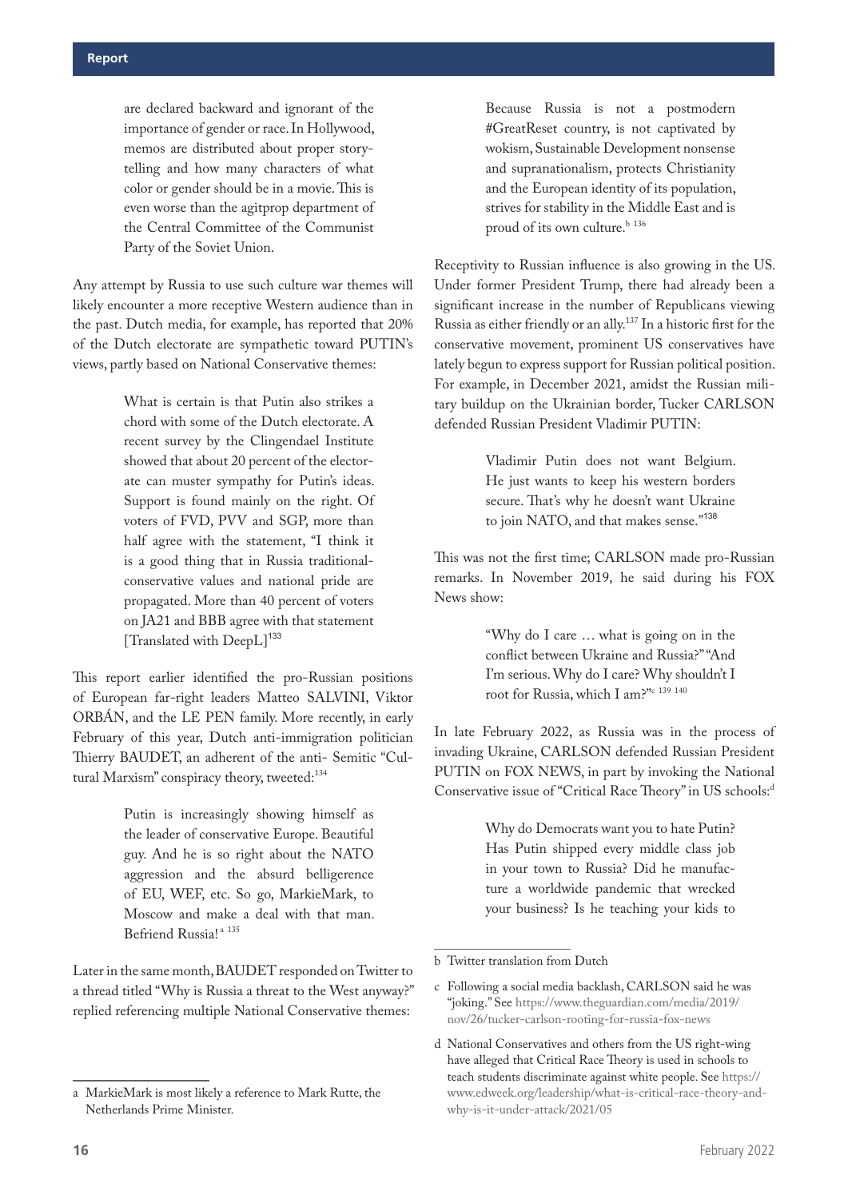are declared backward and ignorant of the importance of gender or race. In Hollywood, memos are distributed about proper storytelling and how many characters of what color or gender should be in a movie. This is even worse than the agitprop department of the Central Committee of the Communist Party of the Soviet Union.

Any attempt by Russia to use such culture war themes will likely encounter a more receptive Western audience than in the past. Dutch media, for example, has reported that 20% of the Dutch electorate are sympathetic toward PUTIN's views, partly based on National Conservative themes:

> What is certain is that Putin also strikes a chord with some of the Dutch electorate. A recent survey by the Clingendael Institute showed that about 20 percent of the electorate can muster sympathy for Putin's ideas. Support is found mainly on the right. Of voters of FVD, PVV and SGP, more than half agree with the statement, "I think it is a good thing that in Russia traditional-conservative values and national pride are propagated. More than 40 percent of voters on JA21 and BBB agree with that statement [Translated with DeepL][133]

This report earlier identified the pro-Russian positions of European far-right leaders Matteo SALVINI, Viktor ORBÁN, and the LE PEN family. More recently, in early February of this year, Dutch anti-immigration politician Thierry BAUDET, an adherent of the anti- Semitic "Cultural Marxism" conspiracy theory, tweeted:[134]

> Putin is increasingly showing himself as the leader of conservative Europe. Beautiful guy. And he is so right about the NATO aggression and the absurd belligerence of EU, WEF, etc. So go, MarkieMark, to Moscow and make a deal with that man. Befriend Russia![a] [135]

Later in the same month, BAUDET responded on Twitter to a thread titled "Why is Russia a threat to the West anyway?" replied referencing multiple National Conservative themes:

> Because Russia is not a postmodern #GreatReset country, is not captivated by wokism, Sustainable Development nonsense and supranationalism, protects Christianity and the European identity of its population, strives for stability in the Middle East and is proud of its own culture.[b] [136]

Receptivity to Russian influence is also growing in the US. Under former President Trump, there had already been a significant increase in the number of Republicans viewing Russia as either friendly or an ally.[137] In a historic first for the conservative movement, prominent US conservatives have lately begun to express support for Russian political position. For example, in December 2021, amidst the Russian military buildup on the Ukrainian border, Tucker CARLSON defended Russian President Vladimir PUTIN:

> Vladimir Putin does not want Belgium. He just wants to keep his western borders secure. That's why he doesn't want Ukraine to join NATO, and that makes sense."[138]

This was not the first time; CARLSON made pro-Russian remarks. In November 2019, he said during his FOX News show:

> "Why do I care … what is going on in the conflict between Ukraine and Russia?" "And I'm serious. Why do I care? Why shouldn't I root for Russia, which I am?"[c] [139] [140]

In late February 2022, as Russia was in the process of invading Ukraine, CARLSON defended Russian President PUTIN on FOX NEWS, in part by invoking the National Conservative issue of "Critical Race Theory" in US schools:[d]

> Why do Democrats want you to hate Putin? Has Putin shipped every middle class job in your town to Russia? Did he manufacture a worldwide pandemic that wrecked your business? Is he teaching your kids to

---

a MarkieMark is most likely a reference to Mark Rutte, the Netherlands Prime Minister.

b Twitter translation from Dutch

c Following a social media backlash, CARLSON said he was "joking." See https://www.theguardian.com/media/2019/nov/26/tucker-carlson-rooting-for-russia-fox-news

d National Conservatives and others from the US right-wing have alleged that Critical Race Theory is used in schools to teach students discriminate against white people. See https://www.edweek.org/leadership/what-is-critical-race-theory-and-why-is-it-under-attack/2021/05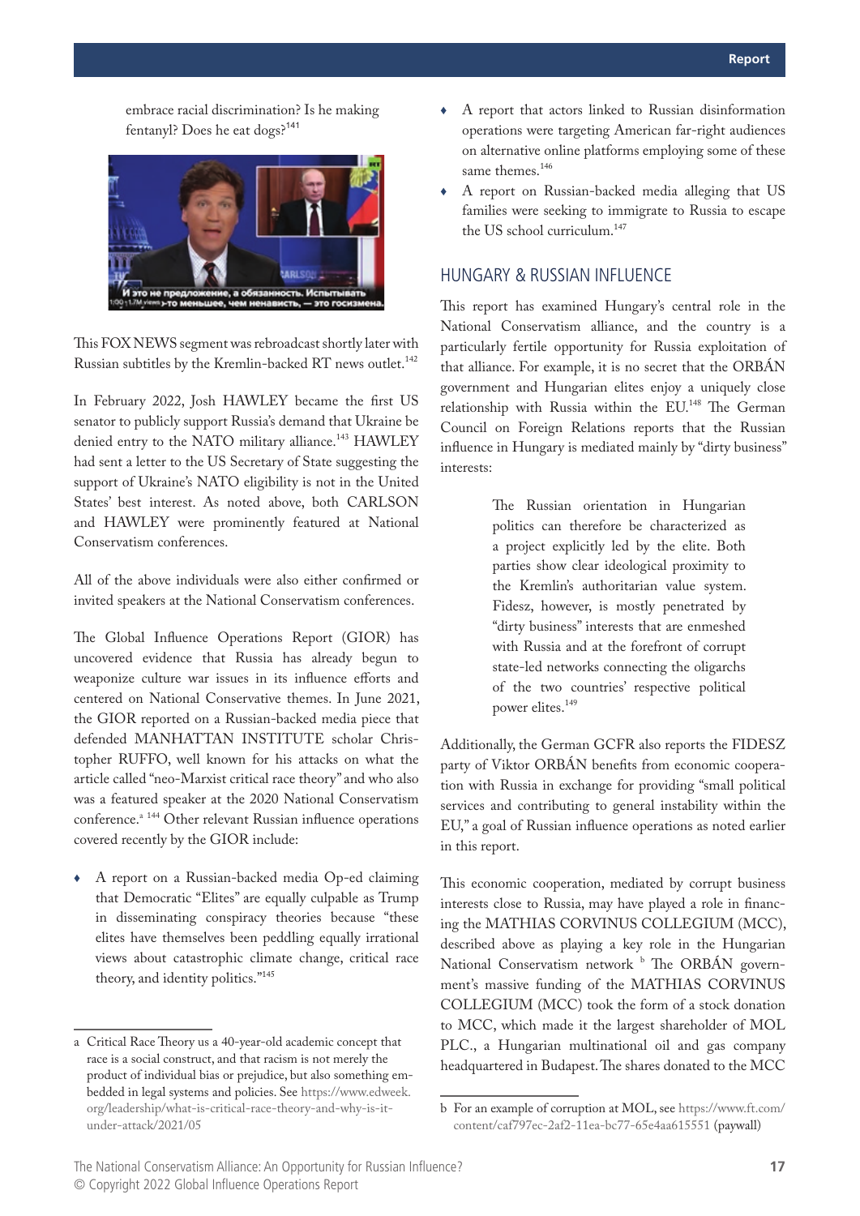embrace racial discrimination? Is he making fentanyl? Does he eat dogs?[141]

This FOX NEWS segment was rebroadcast shortly later with Russian subtitles by the Kremlin-backed RT news outlet.[142]

In February 2022, Josh HAWLEY became the first US senator to publicly support Russia's demand that Ukraine be denied entry to the NATO military alliance.[143] HAWLEY had sent a letter to the US Secretary of State suggesting the support of Ukraine's NATO eligibility is not in the United States' best interest. As noted above, both CARLSON and HAWLEY were prominently featured at National Conservatism conferences.

All of the above individuals were also either confirmed or invited speakers at the National Conservatism conferences.

The Global Influence Operations Report (GIOR) has uncovered evidence that Russia has already begun to weaponize culture war issues in its influence efforts and centered on National Conservative themes. In June 2021, the GIOR reported on a Russian-backed media piece that defended MANHATTAN INSTITUTE scholar Christopher RUFFO, well known for his attacks on what the article called "neo-Marxist critical race theory" and who also was a featured speaker at the 2020 National Conservatism conference.[a] [144] Other relevant Russian influence operations covered recently by the GIOR include:

- A report on a Russian-backed media Op-ed claiming that Democratic "Elites" are equally culpable as Trump in disseminating conspiracy theories because "these elites have themselves been peddling equally irrational views about catastrophic climate change, critical race theory, and identity politics."[145]
- A report that actors linked to Russian disinformation operations were targeting American far-right audiences on alternative online platforms employing some of these same themes.[146]
- A report on Russian-backed media alleging that US families were seeking to immigrate to Russia to escape the US school curriculum.[147]

## HUNGARY & RUSSIAN INFLUENCE

This report has examined Hungary's central role in the National Conservatism alliance, and the country is a particularly fertile opportunity for Russia exploitation of that alliance. For example, it is no secret that the ORBÁN government and Hungarian elites enjoy a uniquely close relationship with Russia within the EU.[148] The German Council on Foreign Relations reports that the Russian influence in Hungary is mediated mainly by "dirty business" interests:

> The Russian orientation in Hungarian politics can therefore be characterized as a project explicitly led by the elite. Both parties show clear ideological proximity to the Kremlin's authoritarian value system. Fidesz, however, is mostly penetrated by "dirty business" interests that are enmeshed with Russia and at the forefront of corrupt state-led networks connecting the oligarchs of the two countries' respective political power elites.[149]

Additionally, the German GCFR also reports the FIDESZ party of Viktor ORBÁN benefits from economic cooperation with Russia in exchange for providing "small political services and contributing to general instability within the EU," a goal of Russian influence operations as noted earlier in this report.

This economic cooperation, mediated by corrupt business interests close to Russia, may have played a role in financing the MATHIAS CORVINUS COLLEGIUM (MCC), described above as playing a key role in the Hungarian National Conservatism network [b] The ORBÁN government's massive funding of the MATHIAS CORVINUS COLLEGIUM (MCC) took the form of a stock donation to MCC, which made it the largest shareholder of MOL PLC., a Hungarian multinational oil and gas company headquartered in Budapest. The shares donated to the MCC

---

a Critical Race Theory us a 40-year-old academic concept that race is a social construct, and that racism is not merely the product of individual bias or prejudice, but also something embedded in legal systems and policies. See https://www.edweek.org/leadership/what-is-critical-race-theory-and-why-is-it-under-attack/2021/05

b For an example of corruption at MOL, see https://www.ft.com/content/caf797ec-2af2-11ea-bc77-65e4aa615551 (paywall)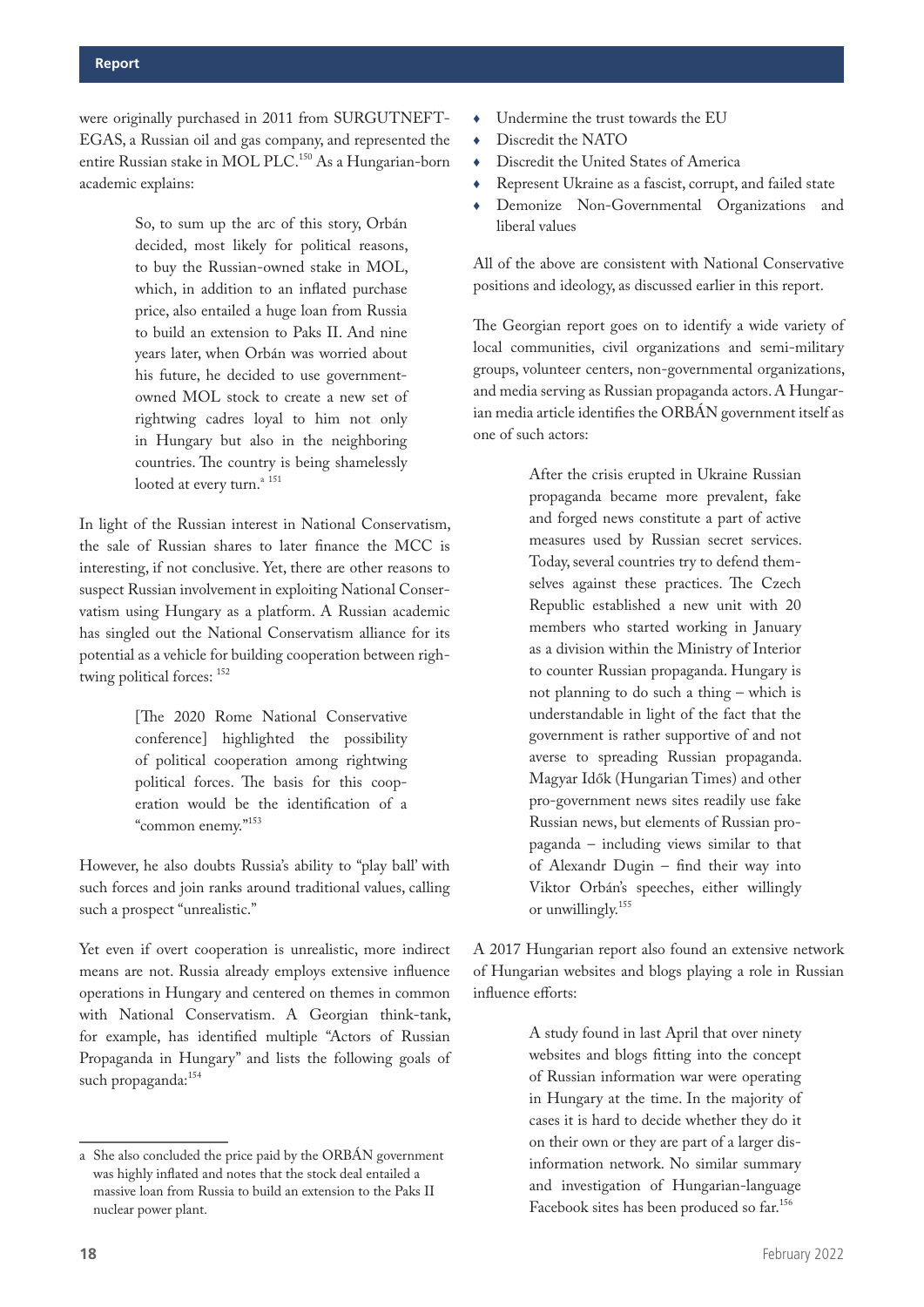were originally purchased in 2011 from SURGUTNEFTEGAS, a Russian oil and gas company, and represented the entire Russian stake in MOL PLC.[150] As a Hungarian-born academic explains:

> So, to sum up the arc of this story, Orbán decided, most likely for political reasons, to buy the Russian-owned stake in MOL, which, in addition to an inflated purchase price, also entailed a huge loan from Russia to build an extension to Paks II. And nine years later, when Orbán was worried about his future, he decided to use government-owned MOL stock to create a new set of rightwing cadres loyal to him not only in Hungary but also in the neighboring countries. The country is being shamelessly looted at every turn.[a] [151]

In light of the Russian interest in National Conservatism, the sale of Russian shares to later finance the MCC is interesting, if not conclusive. Yet, there are other reasons to suspect Russian involvement in exploiting National Conservatism using Hungary as a platform. A Russian academic has singled out the National Conservatism alliance for its potential as a vehicle for building cooperation between rightwing political forces: [152]

> [The 2020 Rome National Conservative conference] highlighted the possibility of political cooperation among rightwing political forces. The basis for this cooperation would be the identification of a "common enemy."[153]

However, he also doubts Russia's ability to "play ball' with such forces and join ranks around traditional values, calling such a prospect "unrealistic."

Yet even if overt cooperation is unrealistic, more indirect means are not. Russia already employs extensive influence operations in Hungary and centered on themes in common with National Conservatism. A Georgian think-tank, for example, has identified multiple "Actors of Russian Propaganda in Hungary" and lists the following goals of such propaganda:[154]

- Undermine the trust towards the EU
- Discredit the NATO
- Discredit the United States of America
- Represent Ukraine as a fascist, corrupt, and failed state
- Demonize Non-Governmental Organizations and liberal values

All of the above are consistent with National Conservative positions and ideology, as discussed earlier in this report.

The Georgian report goes on to identify a wide variety of local communities, civil organizations and semi-military groups, volunteer centers, non-governmental organizations, and media serving as Russian propaganda actors. A Hungarian media article identifies the ORBÁN government itself as one of such actors:

> After the crisis erupted in Ukraine Russian propaganda became more prevalent, fake and forged news constitute a part of active measures used by Russian secret services. Today, several countries try to defend themselves against these practices. The Czech Republic established a new unit with 20 members who started working in January as a division within the Ministry of Interior to counter Russian propaganda. Hungary is not planning to do such a thing – which is understandable in light of the fact that the government is rather supportive of and not averse to spreading Russian propaganda. Magyar Idők (Hungarian Times) and other pro-government news sites readily use fake Russian news, but elements of Russian propaganda – including views similar to that of Alexandr Dugin – find their way into Viktor Orbán's speeches, either willingly or unwillingly.[155]

A 2017 Hungarian report also found an extensive network of Hungarian websites and blogs playing a role in Russian influence efforts:

> A study found in last April that over ninety websites and blogs fitting into the concept of Russian information war were operating in Hungary at the time. In the majority of cases it is hard to decide whether they do it on their own or they are part of a larger disinformation network. No similar summary and investigation of Hungarian-language Facebook sites has been produced so far.[156]

---

a She also concluded the price paid by the ORBÁN government was highly inflated and notes that the stock deal entailed a massive loan from Russia to build an extension to the Paks II nuclear power plant.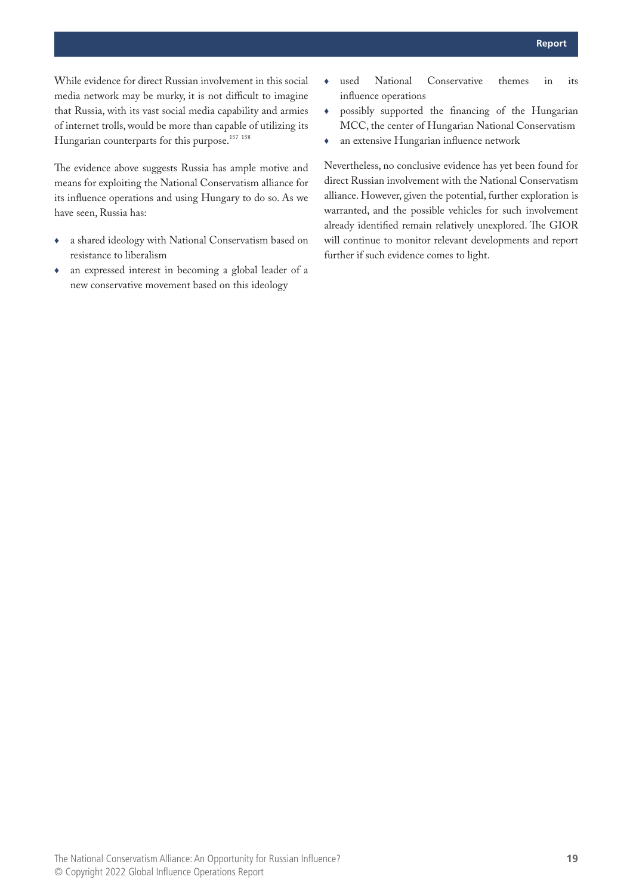While evidence for direct Russian involvement in this social media network may be murky, it is not difficult to imagine that Russia, with its vast social media capability and armies of internet trolls, would be more than capable of utilizing its Hungarian counterparts for this purpose.[157 158]

The evidence above suggests Russia has ample motive and means for exploiting the National Conservatism alliance for its influence operations and using Hungary to do so. As we have seen, Russia has:

- a shared ideology with National Conservatism based on resistance to liberalism
- an expressed interest in becoming a global leader of a new conservative movement based on this ideology
- used National Conservative themes in its influence operations
- possibly supported the financing of the Hungarian MCC, the center of Hungarian National Conservatism
- an extensive Hungarian influence network

Nevertheless, no conclusive evidence has yet been found for direct Russian involvement with the National Conservatism alliance. However, given the potential, further exploration is warranted, and the possible vehicles for such involvement already identified remain relatively unexplored. The GIOR will continue to monitor relevant developments and report further if such evidence comes to light.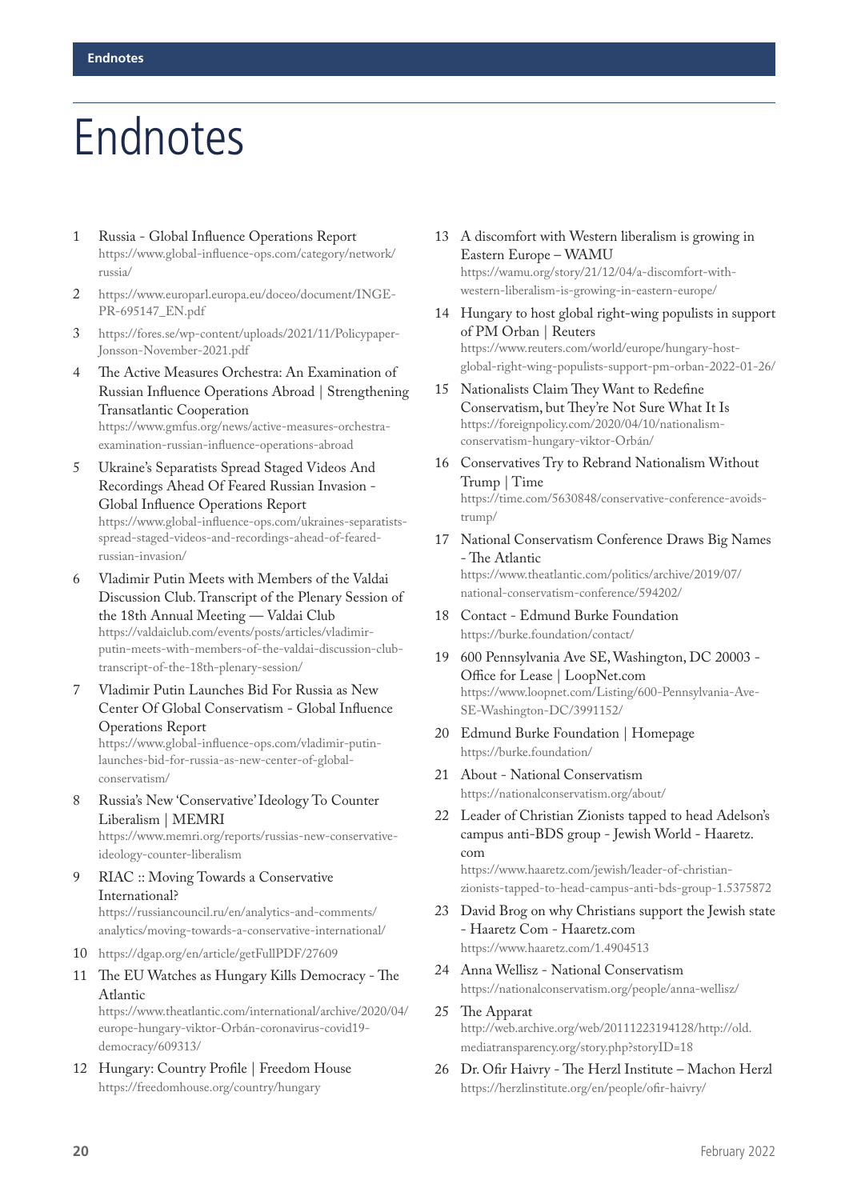# Endnotes

1. Russia - Global Influence Operations Report
https://www.global-influence-ops.com/category/network/russia/
2. https://www.europarl.europa.eu/doceo/document/INGE-PR-695147_EN.pdf
3. https://fores.se/wp-content/uploads/2021/11/Policypaper-Jonsson-November-2021.pdf
4. The Active Measures Orchestra: An Examination of Russian Influence Operations Abroad | Strengthening Transatlantic Cooperation
https://www.gmfus.org/news/active-measures-orchestra-examination-russian-influence-operations-abroad
5. Ukraine's Separatists Spread Staged Videos And Recordings Ahead Of Feared Russian Invasion - Global Influence Operations Report
https://www.global-influence-ops.com/ukraines-separatists-spread-staged-videos-and-recordings-ahead-of-feared-russian-invasion/
6. Vladimir Putin Meets with Members of the Valdai Discussion Club. Transcript of the Plenary Session of the 18th Annual Meeting — Valdai Club
https://valdaiclub.com/events/posts/articles/vladimir-putin-meets-with-members-of-the-valdai-discussion-club-transcript-of-the-18th-plenary-session/
7. Vladimir Putin Launches Bid For Russia as New Center Of Global Conservatism - Global Influence Operations Report
https://www.global-influence-ops.com/vladimir-putin-launches-bid-for-russia-as-new-center-of-global-conservatism/
8. Russia's New 'Conservative' Ideology To Counter Liberalism | MEMRI
https://www.memri.org/reports/russias-new-conservative-ideology-counter-liberalism
9. RIAC :: Moving Towards a Conservative International?
https://russiancouncil.ru/en/analytics-and-comments/analytics/moving-towards-a-conservative-international/
10. https://dgap.org/en/article/getFullPDF/27609
11. The EU Watches as Hungary Kills Democracy - The Atlantic
https://www.theatlantic.com/international/archive/2020/04/europe-hungary-viktor-Orbán-coronavirus-covid19-democracy/609313/
12. Hungary: Country Profile | Freedom House
https://freedomhouse.org/country/hungary
13. A discomfort with Western liberalism is growing in Eastern Europe – WAMU
https://wamu.org/story/21/12/04/a-discomfort-with-western-liberalism-is-growing-in-eastern-europe/
14. Hungary to host global right-wing populists in support of PM Orban | Reuters
https://www.reuters.com/world/europe/hungary-host-global-right-wing-populists-support-pm-orban-2022-01-26/
15. Nationalists Claim They Want to Redefine Conservatism, but They're Not Sure What It Is
https://foreignpolicy.com/2020/04/10/nationalism-conservatism-hungary-viktor-Orbán/
16. Conservatives Try to Rebrand Nationalism Without Trump | Time
https://time.com/5630848/conservative-conference-avoids-trump/
17. National Conservatism Conference Draws Big Names - The Atlantic
https://www.theatlantic.com/politics/archive/2019/07/national-conservatism-conference/594202/
18. Contact - Edmund Burke Foundation
https://burke.foundation/contact/
19. 600 Pennsylvania Ave SE, Washington, DC 20003 - Office for Lease | LoopNet.com
https://www.loopnet.com/Listing/600-Pennsylvania-Ave-SE-Washington-DC/3991152/
20. Edmund Burke Foundation | Homepage
https://burke.foundation/
21. About - National Conservatism
https://nationalconservatism.org/about/
22. Leader of Christian Zionists tapped to head Adelson's campus anti-BDS group - Jewish World - Haaretz.com
https://www.haaretz.com/jewish/leader-of-christian-zionists-tapped-to-head-campus-anti-bds-group-1.5375872
23. David Brog on why Christians support the Jewish state - Haaretz Com - Haaretz.com
https://www.haaretz.com/1.4904513
24. Anna Wellisz - National Conservatism
https://nationalconservatism.org/people/anna-wellisz/
25. The Apparat
http://web.archive.org/web/20111223194128/http://old.mediatransparency.org/story.php?storyID=18
26. Dr. Ofir Haivry - The Herzl Institute – Machon Herzl
https://herzlinstitute.org/en/people/ofir-haivry/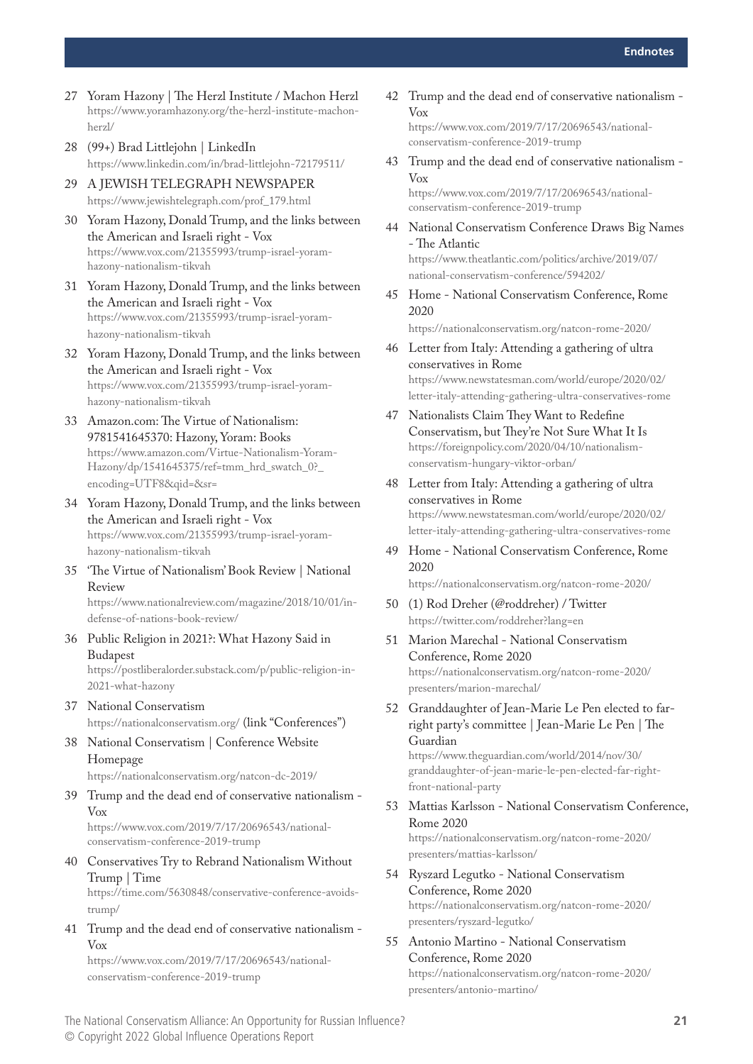27 Yoram Hazony | The Herzl Institute / Machon Herzl
https://www.yoramhazony.org/the-herzl-institute-machon-herzl/

28 (99+) Brad Littlejohn | LinkedIn
https://www.linkedin.com/in/brad-littlejohn-72179511/

29 A JEWISH TELEGRAPH NEWSPAPER
https://www.jewishtelegraph.com/prof_179.html

30 Yoram Hazony, Donald Trump, and the links between the American and Israeli right - Vox
https://www.vox.com/21355993/trump-israel-yoram-hazony-nationalism-tikvah

31 Yoram Hazony, Donald Trump, and the links between the American and Israeli right - Vox
https://www.vox.com/21355993/trump-israel-yoram-hazony-nationalism-tikvah

32 Yoram Hazony, Donald Trump, and the links between the American and Israeli right - Vox
https://www.vox.com/21355993/trump-israel-yoram-hazony-nationalism-tikvah

33 Amazon.com: The Virtue of Nationalism: 9781541645370: Hazony, Yoram: Books
https://www.amazon.com/Virtue-Nationalism-Yoram-Hazony/dp/1541645375/ref=tmm_hrd_swatch_0?_encoding=UTF8&qid=&sr=

34 Yoram Hazony, Donald Trump, and the links between the American and Israeli right - Vox
https://www.vox.com/21355993/trump-israel-yoram-hazony-nationalism-tikvah

35 'The Virtue of Nationalism' Book Review | National Review
https://www.nationalreview.com/magazine/2018/10/01/in-defense-of-nations-book-review/

36 Public Religion in 2021?: What Hazony Said in Budapest
https://postliberalorder.substack.com/p/public-religion-in-2021-what-hazony

37 National Conservatism
https://nationalconservatism.org/ (link "Conferences")

38 National Conservatism | Conference Website Homepage
https://nationalconservatism.org/natcon-dc-2019/

39 Trump and the dead end of conservative nationalism - Vox
https://www.vox.com/2019/7/17/20696543/national-conservatism-conference-2019-trump

40 Conservatives Try to Rebrand Nationalism Without Trump | Time
https://time.com/5630848/conservative-conference-avoids-trump/

41 Trump and the dead end of conservative nationalism - Vox
https://www.vox.com/2019/7/17/20696543/national-conservatism-conference-2019-trump

42 Trump and the dead end of conservative nationalism - Vox
https://www.vox.com/2019/7/17/20696543/national-conservatism-conference-2019-trump

43 Trump and the dead end of conservative nationalism - Vox
https://www.vox.com/2019/7/17/20696543/national-conservatism-conference-2019-trump

44 National Conservatism Conference Draws Big Names - The Atlantic
https://www.theatlantic.com/politics/archive/2019/07/national-conservatism-conference/594202/

45 Home - National Conservatism Conference, Rome 2020
https://nationalconservatism.org/natcon-rome-2020/

46 Letter from Italy: Attending a gathering of ultra conservatives in Rome
https://www.newstatesman.com/world/europe/2020/02/letter-italy-attending-gathering-ultra-conservatives-rome

47 Nationalists Claim They Want to Redefine Conservatism, but They're Not Sure What It Is
https://foreignpolicy.com/2020/04/10/nationalism-conservatism-hungary-viktor-orban/

48 Letter from Italy: Attending a gathering of ultra conservatives in Rome
https://www.newstatesman.com/world/europe/2020/02/letter-italy-attending-gathering-ultra-conservatives-rome

49 Home - National Conservatism Conference, Rome 2020
https://nationalconservatism.org/natcon-rome-2020/

50 (1) Rod Dreher (@roddreher) / Twitter
https://twitter.com/roddreher?lang=en

51 Marion Marechal - National Conservatism Conference, Rome 2020
https://nationalconservatism.org/natcon-rome-2020/presenters/marion-marechal/

52 Granddaughter of Jean-Marie Le Pen elected to far-right party's committee | Jean-Marie Le Pen | The Guardian
https://www.theguardian.com/world/2014/nov/30/granddaughter-of-jean-marie-le-pen-elected-far-right-front-national-party

53 Mattias Karlsson - National Conservatism Conference, Rome 2020
https://nationalconservatism.org/natcon-rome-2020/presenters/mattias-karlsson/

54 Ryszard Legutko - National Conservatism Conference, Rome 2020
https://nationalconservatism.org/natcon-rome-2020/presenters/ryszard-legutko/

55 Antonio Martino - National Conservatism Conference, Rome 2020
https://nationalconservatism.org/natcon-rome-2020/presenters/antonio-martino/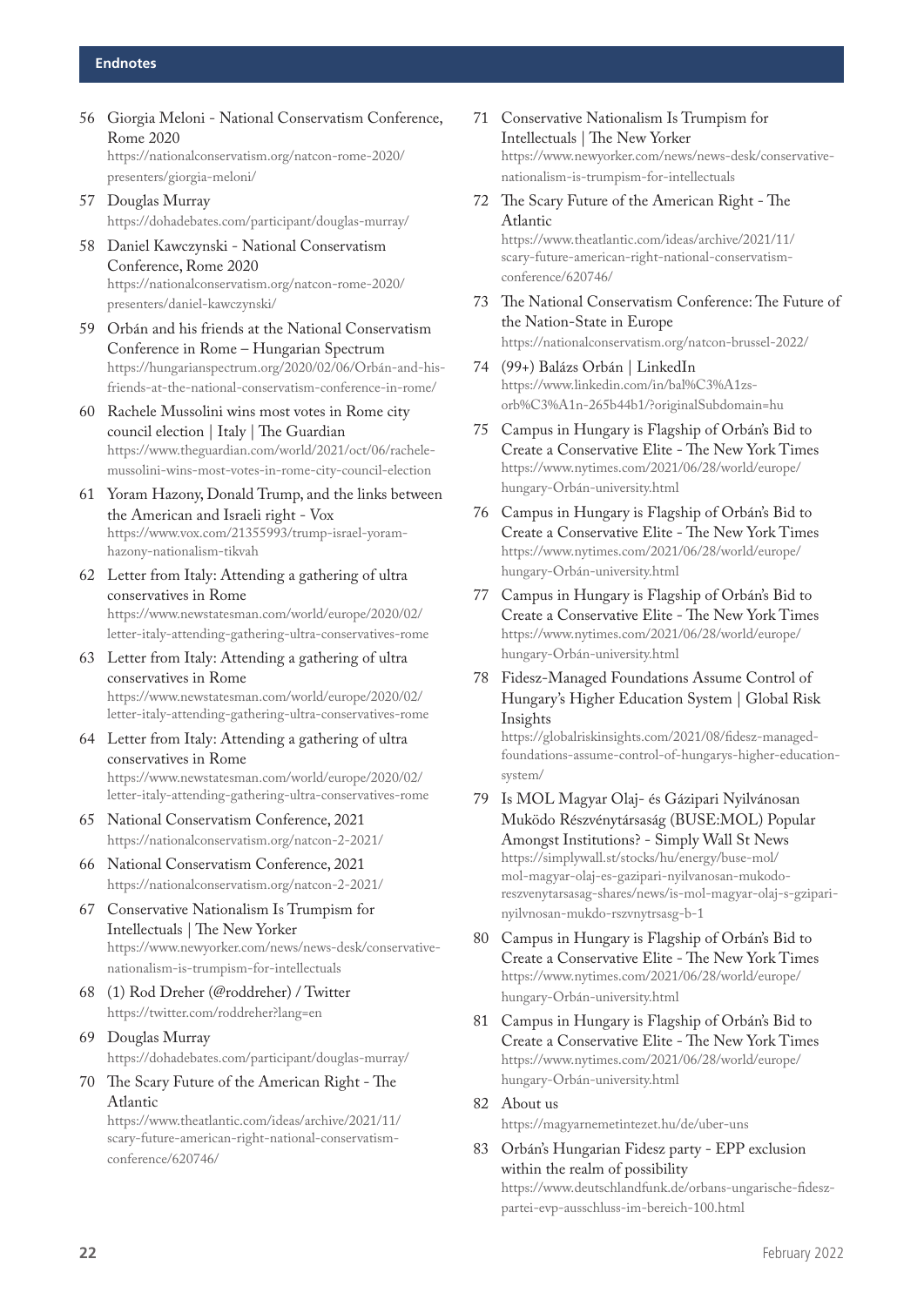## Endnotes

56 Giorgia Meloni - National Conservatism Conference, Rome 2020
https://nationalconservatism.org/natcon-rome-2020/presenters/giorgia-meloni/

57 Douglas Murray
https://dohadebates.com/participant/douglas-murray/

58 Daniel Kawczynski - National Conservatism Conference, Rome 2020
https://nationalconservatism.org/natcon-rome-2020/presenters/daniel-kawczynski/

59 Orbán and his friends at the National Conservatism Conference in Rome – Hungarian Spectrum
https://hungarianspectrum.org/2020/02/06/Orbán-and-his-friends-at-the-national-conservatism-conference-in-rome/

60 Rachele Mussolini wins most votes in Rome city council election | Italy | The Guardian
https://www.theguardian.com/world/2021/oct/06/rachele-mussolini-wins-most-votes-in-rome-city-council-election

61 Yoram Hazony, Donald Trump, and the links between the American and Israeli right - Vox
https://www.vox.com/21355993/trump-israel-yoram-hazony-nationalism-tikvah

62 Letter from Italy: Attending a gathering of ultra conservatives in Rome
https://www.newstatesman.com/world/europe/2020/02/letter-italy-attending-gathering-ultra-conservatives-rome

63 Letter from Italy: Attending a gathering of ultra conservatives in Rome
https://www.newstatesman.com/world/europe/2020/02/letter-italy-attending-gathering-ultra-conservatives-rome

64 Letter from Italy: Attending a gathering of ultra conservatives in Rome
https://www.newstatesman.com/world/europe/2020/02/letter-italy-attending-gathering-ultra-conservatives-rome

65 National Conservatism Conference, 2021
https://nationalconservatism.org/natcon-2-2021/

66 National Conservatism Conference, 2021
https://nationalconservatism.org/natcon-2-2021/

67 Conservative Nationalism Is Trumpism for Intellectuals | The New Yorker
https://www.newyorker.com/news/news-desk/conservative-nationalism-is-trumpism-for-intellectuals

68 (1) Rod Dreher (@roddreher) / Twitter
https://twitter.com/roddreher?lang=en

69 Douglas Murray
https://dohadebates.com/participant/douglas-murray/

70 The Scary Future of the American Right - The Atlantic
https://www.theatlantic.com/ideas/archive/2021/11/scary-future-american-right-national-conservatism-conference/620746/

71 Conservative Nationalism Is Trumpism for Intellectuals | The New Yorker
https://www.newyorker.com/news/news-desk/conservative-nationalism-is-trumpism-for-intellectuals

72 The Scary Future of the American Right - The Atlantic
https://www.theatlantic.com/ideas/archive/2021/11/scary-future-american-right-national-conservatism-conference/620746/

73 The National Conservatism Conference: The Future of the Nation-State in Europe
https://nationalconservatism.org/natcon-brussel-2022/

74 (99+) Balázs Orbán | LinkedIn
https://www.linkedin.com/in/bal%C3%A1zs-orb%C3%A1n-265b44b1/?originalSubdomain=hu

75 Campus in Hungary is Flagship of Orbán's Bid to Create a Conservative Elite - The New York Times
https://www.nytimes.com/2021/06/28/world/europe/hungary-Orbán-university.html

76 Campus in Hungary is Flagship of Orbán's Bid to Create a Conservative Elite - The New York Times
https://www.nytimes.com/2021/06/28/world/europe/hungary-Orbán-university.html

77 Campus in Hungary is Flagship of Orbán's Bid to Create a Conservative Elite - The New York Times
https://www.nytimes.com/2021/06/28/world/europe/hungary-Orbán-university.html

78 Fidesz-Managed Foundations Assume Control of Hungary's Higher Education System | Global Risk Insights
https://globalriskinsights.com/2021/08/fidesz-managed-foundations-assume-control-of-hungarys-higher-education-system/

79 Is MOL Magyar Olaj- és Gázipari Nyilvánosan Muködo Részvénytársaság (BUSE:MOL) Popular Amongst Institutions? - Simply Wall St News
https://simplywall.st/stocks/hu/energy/buse-mol/mol-magyar-olaj-es-gazipari-nyilvanosan-mukodo-reszvenytarsasag-shares/news/is-mol-magyar-olaj-s-gzipari-nyilvnosan-mukdo-rszvnytrsasg-b-1

80 Campus in Hungary is Flagship of Orbán's Bid to Create a Conservative Elite - The New York Times
https://www.nytimes.com/2021/06/28/world/europe/hungary-Orbán-university.html

81 Campus in Hungary is Flagship of Orbán's Bid to Create a Conservative Elite - The New York Times
https://www.nytimes.com/2021/06/28/world/europe/hungary-Orbán-university.html

82 About us
https://magyarnemetintezet.hu/de/uber-uns

83 Orbán's Hungarian Fidesz party - EPP exclusion within the realm of possibility
https://www.deutschlandfunk.de/orbans-ungarische-fidesz-partei-evp-ausschluss-im-bereich-100.html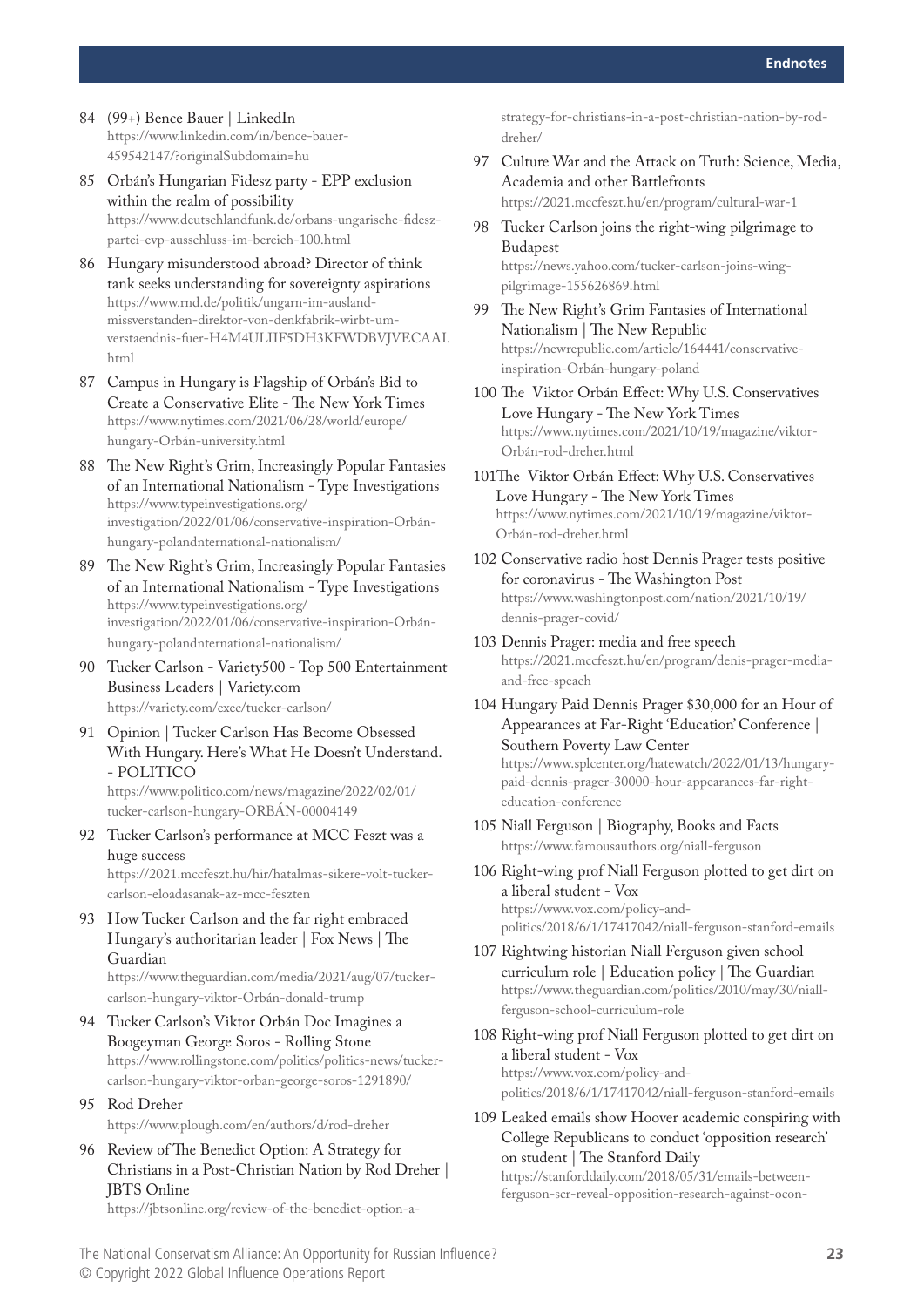84 (99+) Bence Bauer | LinkedIn
https://www.linkedin.com/in/bence-bauer-459542147/?originalSubdomain=hu

85 Orbán's Hungarian Fidesz party - EPP exclusion within the realm of possibility
https://www.deutschlandfunk.de/orbans-ungarische-fidesz-partei-evp-ausschluss-im-bereich-100.html

86 Hungary misunderstood abroad? Director of think tank seeks understanding for sovereignty aspirations
https://www.rnd.de/politik/ungarn-im-ausland-missverstanden-direktor-von-denkfabrik-wirbt-um-verstaendnis-fuer-H4M4ULIIF5DH3KFWDBVJVECAAI.html

87 Campus in Hungary is Flagship of Orbán's Bid to Create a Conservative Elite - The New York Times
https://www.nytimes.com/2021/06/28/world/europe/hungary-Orbán-university.html

88 The New Right's Grim, Increasingly Popular Fantasies of an International Nationalism - Type Investigations
https://www.typeinvestigations.org/investigation/2022/01/06/conservative-inspiration-Orbán-hungary-polandnternational-nationalism/

89 The New Right's Grim, Increasingly Popular Fantasies of an International Nationalism - Type Investigations
https://www.typeinvestigations.org/investigation/2022/01/06/conservative-inspiration-Orbán-hungary-polandnternational-nationalism/

90 Tucker Carlson - Variety500 - Top 500 Entertainment Business Leaders | Variety.com
https://variety.com/exec/tucker-carlson/

91 Opinion | Tucker Carlson Has Become Obsessed With Hungary. Here's What He Doesn't Understand. - POLITICO
https://www.politico.com/news/magazine/2022/02/01/tucker-carlson-hungary-ORBÁN-00004149

92 Tucker Carlson's performance at MCC Feszt was a huge success
https://2021.mccfeszt.hu/hir/hatalmas-sikere-volt-tucker-carlson-eloadasanak-az-mcc-feszten

93 How Tucker Carlson and the far right embraced Hungary's authoritarian leader | Fox News | The Guardian
https://www.theguardian.com/media/2021/aug/07/tucker-carlson-hungary-viktor-Orbán-donald-trump

94 Tucker Carlson's Viktor Orbán Doc Imagines a Boogeyman George Soros - Rolling Stone
https://www.rollingstone.com/politics/politics-news/tucker-carlson-hungary-viktor-orban-george-soros-1291890/

95 Rod Dreher
https://www.plough.com/en/authors/d/rod-dreher

96 Review of The Benedict Option: A Strategy for Christians in a Post-Christian Nation by Rod Dreher | JBTS Online
https://jbtsonline.org/review-of-the-benedict-option-a-strategy-for-christians-in-a-post-christian-nation-by-rod-dreher/

97 Culture War and the Attack on Truth: Science, Media, Academia and other Battlefronts
https://2021.mccfeszt.hu/en/program/cultural-war-1

98 Tucker Carlson joins the right-wing pilgrimage to Budapest
https://news.yahoo.com/tucker-carlson-joins-wing-pilgrimage-155626869.html

99 The New Right's Grim Fantasies of International Nationalism | The New Republic
https://newrepublic.com/article/164441/conservative-inspiration-Orbán-hungary-poland

100 The Viktor Orbán Effect: Why U.S. Conservatives Love Hungary - The New York Times
https://www.nytimes.com/2021/10/19/magazine/viktor-Orbán-rod-dreher.html

101 The Viktor Orbán Effect: Why U.S. Conservatives Love Hungary - The New York Times
https://www.nytimes.com/2021/10/19/magazine/viktor-Orbán-rod-dreher.html

102 Conservative radio host Dennis Prager tests positive for coronavirus - The Washington Post
https://www.washingtonpost.com/nation/2021/10/19/dennis-prager-covid/

103 Dennis Prager: media and free speech
https://2021.mccfeszt.hu/en/program/denis-prager-media-and-free-speach

104 Hungary Paid Dennis Prager $30,000 for an Hour of Appearances at Far-Right 'Education' Conference | Southern Poverty Law Center
https://www.splcenter.org/hatewatch/2022/01/13/hungary-paid-dennis-prager-30000-hour-appearances-far-right-education-conference

105 Niall Ferguson | Biography, Books and Facts
https://www.famousauthors.org/niall-ferguson

106 Right-wing prof Niall Ferguson plotted to get dirt on a liberal student - Vox
https://www.vox.com/policy-and-politics/2018/6/1/17417042/niall-ferguson-stanford-emails

107 Rightwing historian Niall Ferguson given school curriculum role | Education policy | The Guardian
https://www.theguardian.com/politics/2010/may/30/niall-ferguson-school-curriculum-role

108 Right-wing prof Niall Ferguson plotted to get dirt on a liberal student - Vox
https://www.vox.com/policy-and-politics/2018/6/1/17417042/niall-ferguson-stanford-emails

109 Leaked emails show Hoover academic conspiring with College Republicans to conduct 'opposition research' on student | The Stanford Daily
https://stanforddaily.com/2018/05/31/emails-between-ferguson-scr-reveal-opposition-research-against-ocon-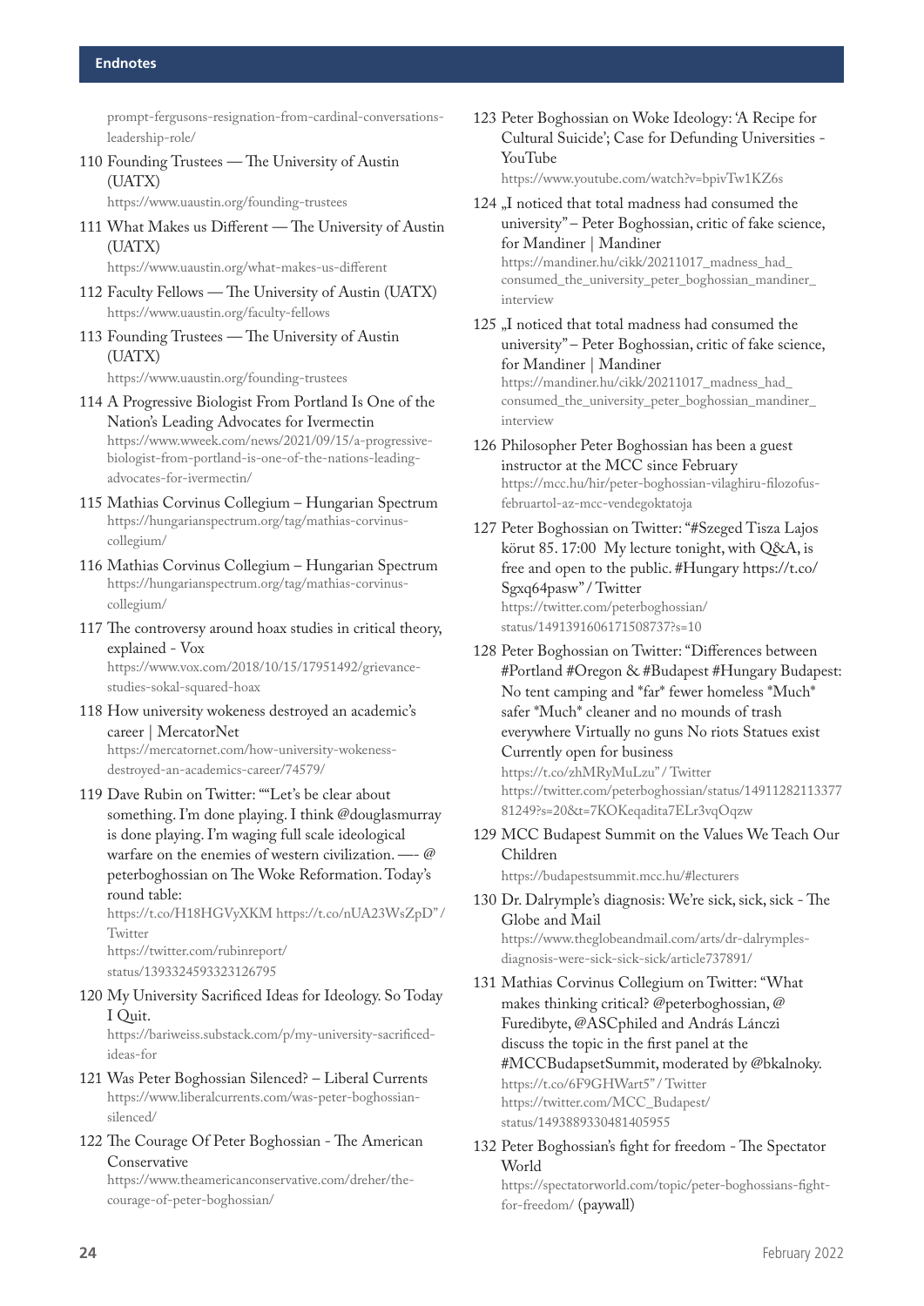prompt-fergusons-resignation-from-cardinal-conversations-leadership-role/

110 Founding Trustees — The University of Austin (UATX)
https://www.uaustin.org/founding-trustees

111 What Makes us Different — The University of Austin (UATX)
https://www.uaustin.org/what-makes-us-different

112 Faculty Fellows — The University of Austin (UATX)
https://www.uaustin.org/faculty-fellows

113 Founding Trustees — The University of Austin (UATX)
https://www.uaustin.org/founding-trustees

114 A Progressive Biologist From Portland Is One of the Nation's Leading Advocates for Ivermectin
https://www.wweek.com/news/2021/09/15/a-progressive-biologist-from-portland-is-one-of-the-nations-leading-advocates-for-ivermectin/

115 Mathias Corvinus Collegium – Hungarian Spectrum
https://hungarianspectrum.org/tag/mathias-corvinus-collegium/

116 Mathias Corvinus Collegium – Hungarian Spectrum
https://hungarianspectrum.org/tag/mathias-corvinus-collegium/

117 The controversy around hoax studies in critical theory, explained - Vox
https://www.vox.com/2018/10/15/17951492/grievance-studies-sokal-squared-hoax

118 How university wokeness destroyed an academic's career | MercatorNet
https://mercatornet.com/how-university-wokeness-destroyed-an-academics-career/74579/

119 Dave Rubin on Twitter: ""Let's be clear about something. I'm done playing. I think @douglasmurray is done playing. I'm waging full scale ideological warfare on the enemies of western civilization. —- @peterboghossian on The Woke Reformation. Today's round table:
https://t.co/H18HGVyXKM https://t.co/nUA23WsZpD" / Twitter
https://twitter.com/rubinreport/status/1393324593323126795

120 My University Sacrificed Ideas for Ideology. So Today I Quit.
https://bariweiss.substack.com/p/my-university-sacrificed-ideas-for

121 Was Peter Boghossian Silenced? – Liberal Currents
https://www.liberalcurrents.com/was-peter-boghossian-silenced/

122 The Courage Of Peter Boghossian - The American Conservative
https://www.theamericanconservative.com/dreher/the-courage-of-peter-boghossian/

123 Peter Boghossian on Woke Ideology: 'A Recipe for Cultural Suicide'; Case for Defunding Universities - YouTube
https://www.youtube.com/watch?v=bpivTw1KZ6s

124 „I noticed that total madness had consumed the university" – Peter Boghossian, critic of fake science, for Mandiner | Mandiner
https://mandiner.hu/cikk/20211017_madness_had_consumed_the_university_peter_boghossian_mandiner_interview

125 „I noticed that total madness had consumed the university" – Peter Boghossian, critic of fake science, for Mandiner | Mandiner
https://mandiner.hu/cikk/20211017_madness_had_consumed_the_university_peter_boghossian_mandiner_interview

126 Philosopher Peter Boghossian has been a guest instructor at the MCC since February
https://mcc.hu/hir/peter-boghossian-vilaghiru-filozofus-februartol-az-mcc-vendegoktatoja

127 Peter Boghossian on Twitter: "#Szeged Tisza Lajos körut 85. 17:00 My lecture tonight, with Q&A, is free and open to the public. #Hungary https://t.co/Sgxq64pasw" / Twitter
https://twitter.com/peterboghossian/status/1491391606171508737?s=10

128 Peter Boghossian on Twitter: "Differences between #Portland #Oregon & #Budapest #Hungary Budapest: No tent camping and *far* fewer homeless *Much* safer *Much* cleaner and no mounds of trash everywhere Virtually no guns No riots Statues exist Currently open for business
https://t.co/zhMRyMuLzu" / Twitter
https://twitter.com/peterboghossian/status/1491128211337781249?s=20&t=7KOKeqadita7ELr3vqOqzw

129 MCC Budapest Summit on the Values We Teach Our Children
https://budapestsummit.mcc.hu/#lecturers

130 Dr. Dalrymple's diagnosis: We're sick, sick, sick - The Globe and Mail
https://www.theglobeandmail.com/arts/dr-dalrymples-diagnosis-were-sick-sick-sick/article737891/

131 Mathias Corvinus Collegium on Twitter: "What makes thinking critical? @peterboghossian, @Furedibyte, @ASCphiled and András Lánczi discuss the topic in the first panel at the #MCCBudapestSummit, moderated by @bkalnoky.
https://t.co/6F9GHWart5" / Twitter
https://twitter.com/MCC_Budapest/status/1493889330481405955

132 Peter Boghossian's fight for freedom - The Spectator World
https://spectatorworld.com/topic/peter-boghossians-fight-for-freedom/ (paywall)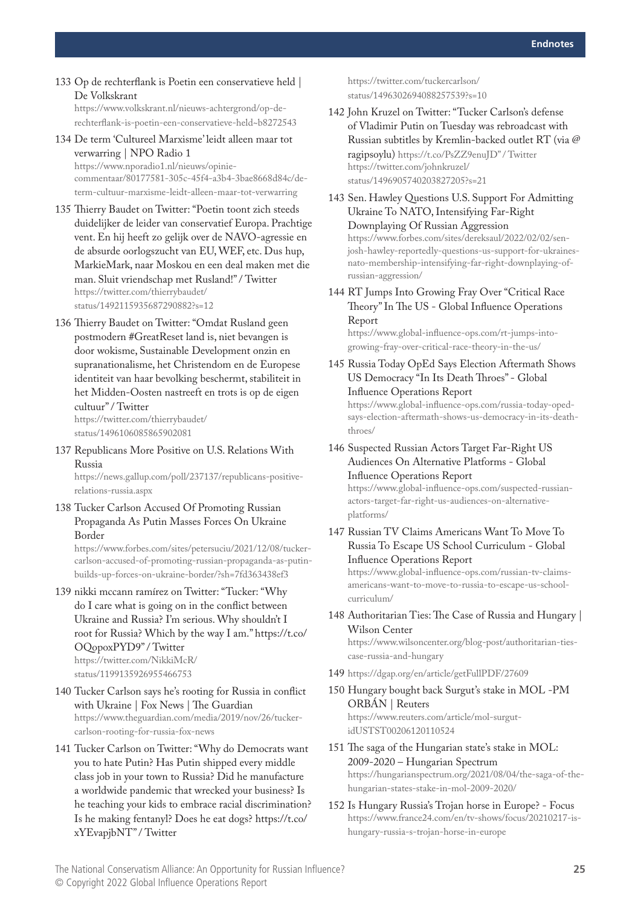133 Op de rechterflank is Poetin een conservatieve held | De Volkskrant
https://www.volkskrant.nl/nieuws-achtergrond/op-de-rechterflank-is-poetin-een-conservatieve-held~b8272543

134 De term 'Cultureel Marxisme' leidt alleen maar tot verwarring | NPO Radio 1
https://www.nporadio1.nl/nieuws/opinie-commentaar/80177581-305c-45f4-a3b4-3bae8668d84c/de-term-cultuur-marxisme-leidt-alleen-maar-tot-verwarring

135 Thierry Baudet on Twitter: "Poetin toont zich steeds duidelijker de leider van conservatief Europa. Prachtige vent. En hij heeft zo gelijk over de NAVO-agressie en de absurde oorlogszucht van EU, WEF, etc. Dus hup, MarkieMark, naar Moskou en een deal maken met die man. Sluit vriendschap met Rusland!" / Twitter
https://twitter.com/thierrybaudet/status/1492115935687290882?s=12

136 Thierry Baudet on Twitter: "Omdat Rusland geen postmodern #GreatReset land is, niet bevangen is door wokisme, Sustainable Development onzin en supranationalisme, het Christendom en de Europese identiteit van haar bevolking beschermt, stabiliteit in het Midden-Oosten nastreeft en trots is op de eigen cultuur" / Twitter
https://twitter.com/thierrybaudet/status/1496106085865902081

137 Republicans More Positive on U.S. Relations With Russia
https://news.gallup.com/poll/237137/republicans-positive-relations-russia.aspx

138 Tucker Carlson Accused Of Promoting Russian Propaganda As Putin Masses Forces On Ukraine Border
https://www.forbes.com/sites/petersuciu/2021/12/08/tucker-carlson-accused-of-promoting-russian-propaganda-as-putin-builds-up-forces-on-ukraine-border/?sh=7fd363438ef3

139 nikki mccann ramírez on Twitter: "Tucker: "Why do I care what is going on in the conflict between Ukraine and Russia? I'm serious. Why shouldn't I root for Russia? Which by the way I am." https://t.co/OQopoxPYD9" / Twitter
https://twitter.com/NikkiMcR/status/1199135926955466753

140 Tucker Carlson says he's rooting for Russia in conflict with Ukraine | Fox News | The Guardian
https://www.theguardian.com/media/2019/nov/26/tucker-carlson-rooting-for-russia-fox-news

141 Tucker Carlson on Twitter: "Why do Democrats want you to hate Putin? Has Putin shipped every middle class job in your town to Russia? Did he manufacture a worldwide pandemic that wrecked your business? Is he teaching your kids to embrace racial discrimination? Is he making fentanyl? Does he eat dogs? https://t.co/xYEvapjbNT" / Twitter
https://twitter.com/tuckercarlson/status/1496302694088257539?s=10

142 John Kruzel on Twitter: "Tucker Carlson's defense of Vladimir Putin on Tuesday was rebroadcast with Russian subtitles by Kremlin-backed outlet RT (via @ragipsoylu) https://t.co/PsZZ9enuJD" / Twitter
https://twitter.com/johnkruzel/status/1496905740203827205?s=21

143 Sen. Hawley Questions U.S. Support For Admitting Ukraine To NATO, Intensifying Far-Right Downplaying Of Russian Aggression
https://www.forbes.com/sites/dereksaul/2022/02/02/sen-josh-hawley-reportedly-questions-us-support-for-ukraines-nato-membership-intensifying-far-right-downplaying-of-russian-aggression/

144 RT Jumps Into Growing Fray Over "Critical Race Theory" In The US - Global Influence Operations Report
https://www.global-influence-ops.com/rt-jumps-into-growing-fray-over-critical-race-theory-in-the-us/

145 Russia Today OpEd Says Election Aftermath Shows US Democracy "In Its Death Throes" - Global Influence Operations Report
https://www.global-influence-ops.com/russia-today-oped-says-election-aftermath-shows-us-democracy-in-its-death-throes/

146 Suspected Russian Actors Target Far-Right US Audiences On Alternative Platforms - Global Influence Operations Report
https://www.global-influence-ops.com/suspected-russian-actors-target-far-right-us-audiences-on-alternative-platforms/

147 Russian TV Claims Americans Want To Move To Russia To Escape US School Curriculum - Global Influence Operations Report
https://www.global-influence-ops.com/russian-tv-claims-americans-want-to-move-to-russia-to-escape-us-school-curriculum/

148 Authoritarian Ties: The Case of Russia and Hungary | Wilson Center
https://www.wilsoncenter.org/blog-post/authoritarian-ties-case-russia-and-hungary

149 https://dgap.org/en/article/getFullPDF/27609

150 Hungary bought back Surgut's stake in MOL -PM ORBÁN | Reuters
https://www.reuters.com/article/mol-surgut-idUSTST00206120110524

151 The saga of the Hungarian state's stake in MOL: 2009-2020 – Hungarian Spectrum
https://hungarianspectrum.org/2021/08/04/the-saga-of-the-hungarian-states-stake-in-mol-2009-2020/

152 Is Hungary Russia's Trojan horse in Europe? - Focus
https://www.france24.com/en/tv-shows/focus/20210217-is-hungary-russia-s-trojan-horse-in-europe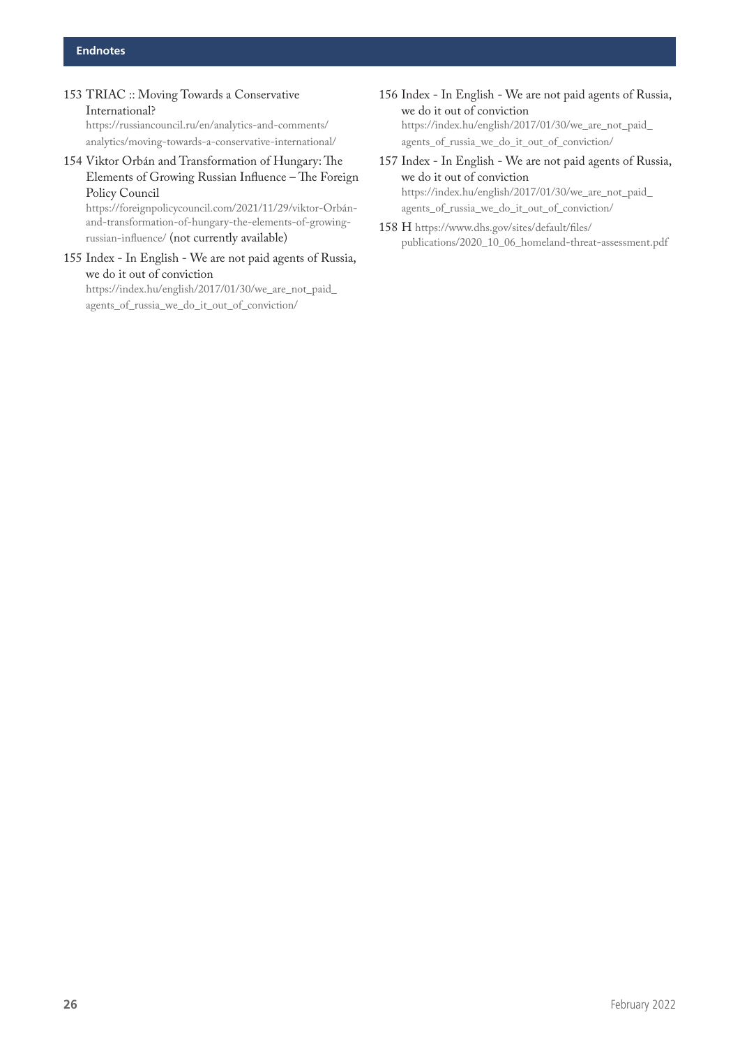## Endnotes

153 TRIAC :: Moving Towards a Conservative International?
https://russiancouncil.ru/en/analytics-and-comments/analytics/moving-towards-a-conservative-international/

154 Viktor Orbán and Transformation of Hungary: The Elements of Growing Russian Influence – The Foreign Policy Council
https://foreignpolicycouncil.com/2021/11/29/viktor-Orbán-and-transformation-of-hungary-the-elements-of-growing-russian-influence/ (not currently available)

155 Index - In English - We are not paid agents of Russia, we do it out of conviction
https://index.hu/english/2017/01/30/we_are_not_paid_agents_of_russia_we_do_it_out_of_conviction/

156 Index - In English - We are not paid agents of Russia, we do it out of conviction
https://index.hu/english/2017/01/30/we_are_not_paid_agents_of_russia_we_do_it_out_of_conviction/

157 Index - In English - We are not paid agents of Russia, we do it out of conviction
https://index.hu/english/2017/01/30/we_are_not_paid_agents_of_russia_we_do_it_out_of_conviction/

158 H https://www.dhs.gov/sites/default/files/publications/2020_10_06_homeland-threat-assessment.pdf